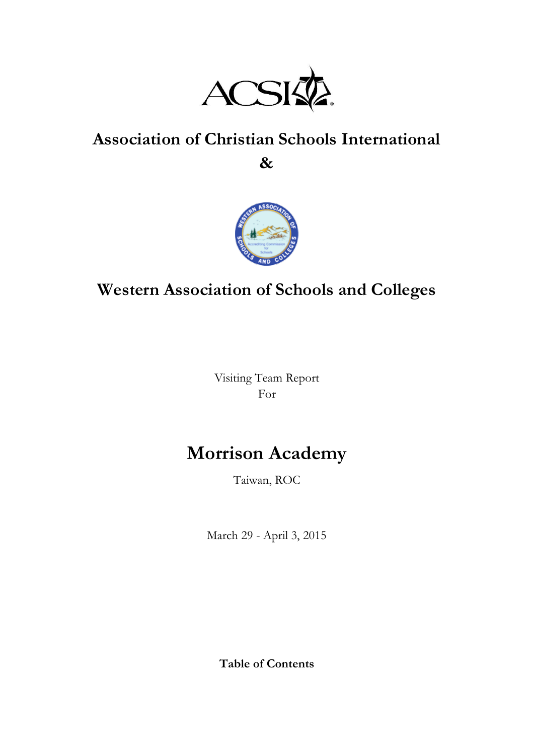ACSI

# Association of Christian Schools International

**&**

# Western Association of Schools and Colleges

Visiting Team Report
For

# Morrison Academy

Taiwan, ROC

March 29 - April 3, 2015

**Table of Contents**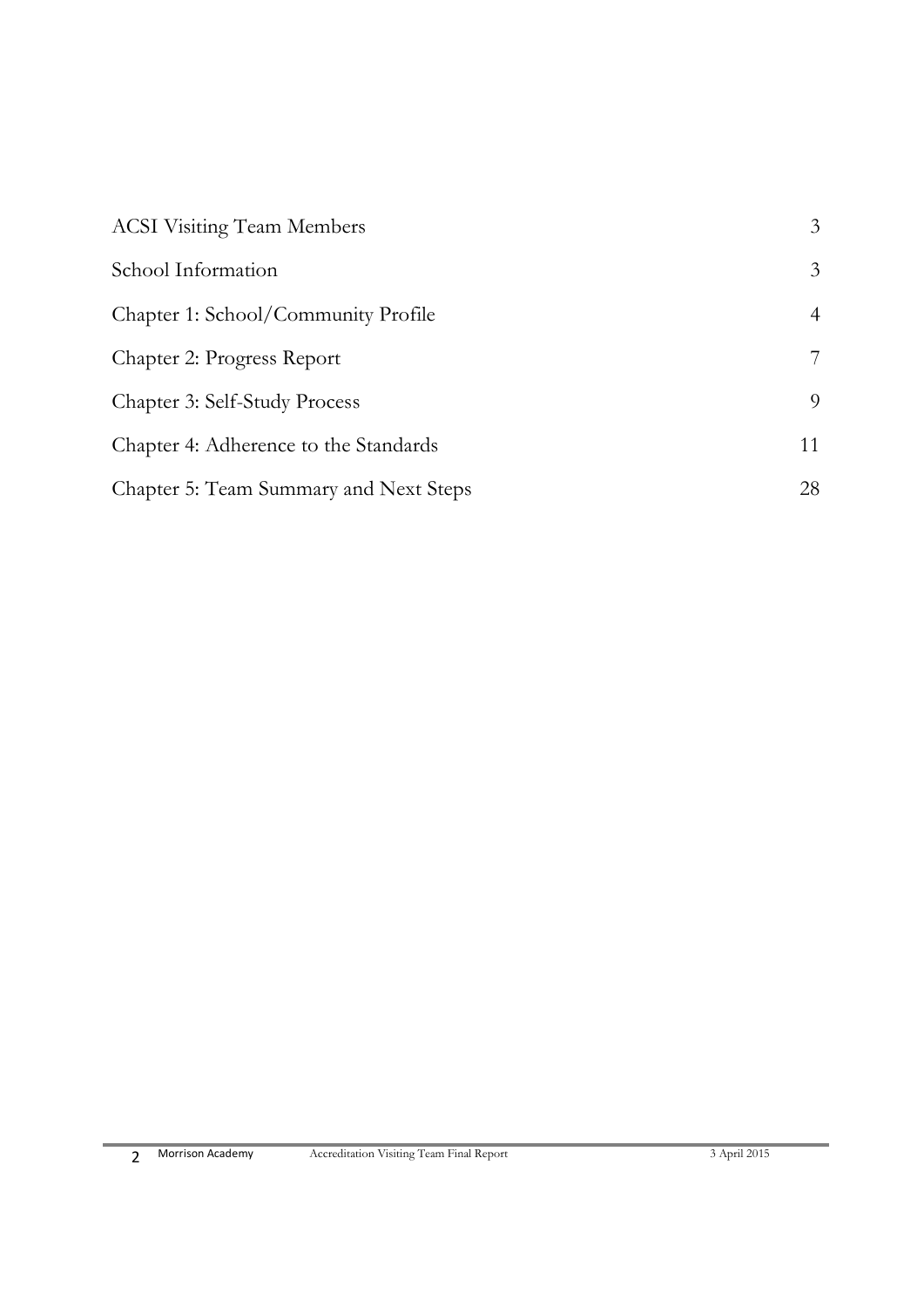| | |
|---|---|
| ACSI Visiting Team Members | 3 |
| School Information | 3 |
| Chapter 1: School/Community Profile | 4 |
| Chapter 2: Progress Report | 7 |
| Chapter 3: Self-Study Process | 9 |
| Chapter 4: Adherence to the Standards | 11 |
| Chapter 5: Team Summary and Next Steps | 28 |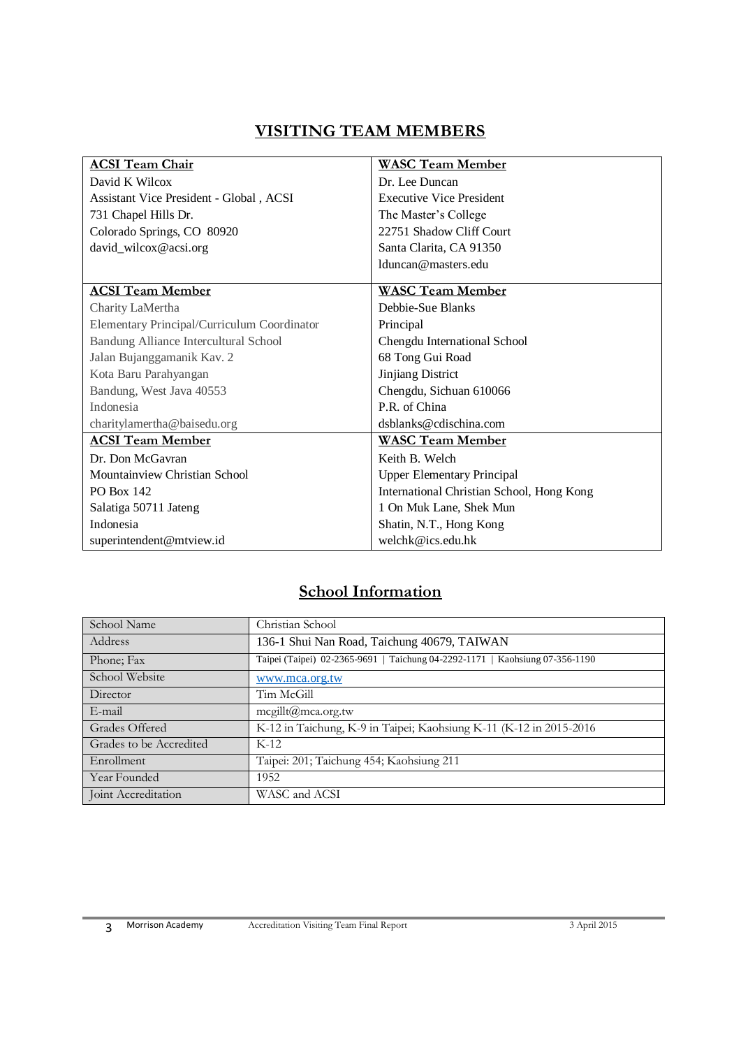## VISITING TEAM MEMBERS

| ACSI Team Chair | WASC Team Member |
|---|---|
| David K Wilcox<br>Assistant Vice President - Global , ACSI<br>731 Chapel Hills Dr.<br>Colorado Springs, CO 80920<br>david_wilcox@acsi.org | Dr. Lee Duncan<br>Executive Vice President<br>The Master's College<br>22751 Shadow Cliff Court<br>Santa Clarita, CA 91350<br>lduncan@masters.edu |
| **ACSI Team Member** | **WASC Team Member** |
| Charity LaMertha<br>Elementary Principal/Curriculum Coordinator<br>Bandung Alliance Intercultural School<br>Jalan Bujanggamanik Kav. 2<br>Kota Baru Parahyangan<br>Bandung, West Java 40553<br>Indonesia<br>charitylamertha@baisedu.org | Debbie-Sue Blanks<br>Principal<br>Chengdu International School<br>68 Tong Gui Road<br>Jinjiang District<br>Chengdu, Sichuan 610066<br>P.R. of China<br>dsblanks@cdischina.com |
| **ACSI Team Member** | **WASC Team Member** |
| Dr. Don McGavran<br>Mountainview Christian School<br>PO Box 142<br>Salatiga 50711 Jateng<br>Indonesia<br>superintendent@mtview.id | Keith B. Welch<br>Upper Elementary Principal<br>International Christian School, Hong Kong<br>1 On Muk Lane, Shek Mun<br>Shatin, N.T., Hong Kong<br>welchk@ics.edu.hk |

## School Information

| | |
|---|---|
| School Name | Christian School |
| Address | 136-1 Shui Nan Road, Taichung 40679, TAIWAN |
| Phone; Fax | Taipei (Taipei) 02-2365-9691 \| Taichung 04-2292-1171 \| Kaohsiung 07-356-1190 |
| School Website | www.mca.org.tw |
| Director | Tim McGill |
| E-mail | mcgillt@mca.org.tw |
| Grades Offered | K-12 in Taichung, K-9 in Taipei; Kaohsiung K-11 (K-12 in 2015-2016 |
| Grades to be Accredited | K-12 |
| Enrollment | Taipei: 201; Taichung 454; Kaohsiung 211 |
| Year Founded | 1952 |
| Joint Accreditation | WASC and ACSI |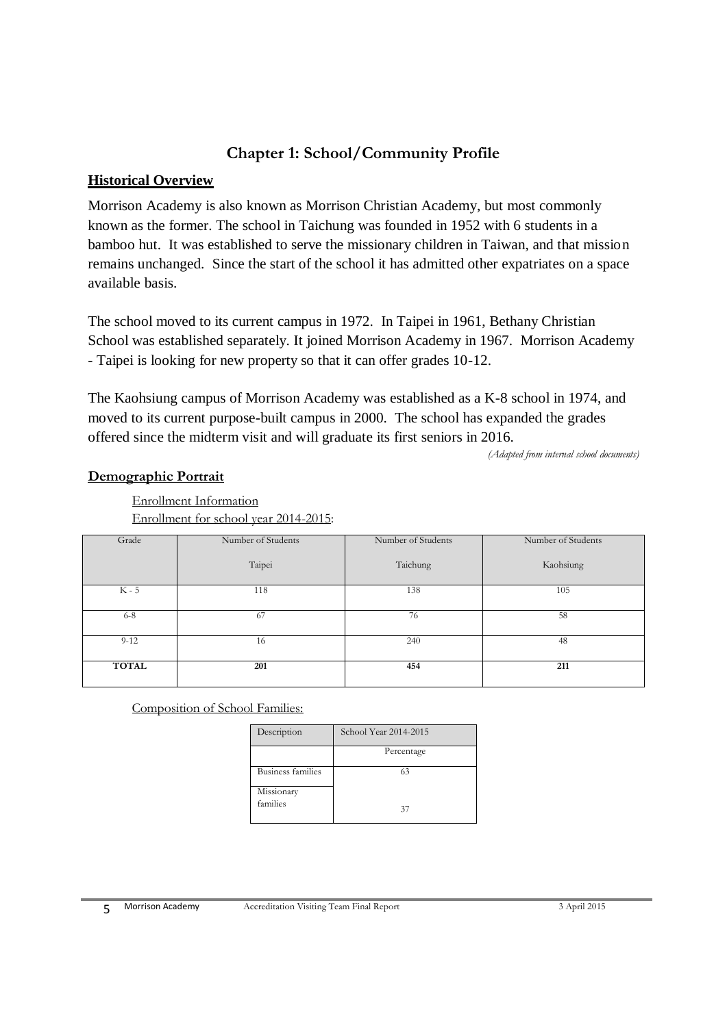## Chapter 1: School/Community Profile

### Historical Overview

Morrison Academy is also known as Morrison Christian Academy, but most commonly known as the former. The school in Taichung was founded in 1952 with 6 students in a bamboo hut. It was established to serve the missionary children in Taiwan, and that mission remains unchanged. Since the start of the school it has admitted other expatriates on a space available basis.

The school moved to its current campus in 1972. In Taipei in 1961, Bethany Christian School was established separately. It joined Morrison Academy in 1967. Morrison Academy - Taipei is looking for new property so that it can offer grades 10-12.

The Kaohsiung campus of Morrison Academy was established as a K-8 school in 1974, and moved to its current purpose-built campus in 2000. The school has expanded the grades offered since the midterm visit and will graduate its first seniors in 2016.

*(Adapted from internal school documents)*

### Demographic Portrait

Enrollment Information

Enrollment for school year 2014-2015:

| Grade | Number of Students Taipei | Number of Students Taichung | Number of Students Kaohsiung |
|---|---|---|---|
| K - 5 | 118 | 138 | 105 |
| 6-8 | 67 | 76 | 58 |
| 9-12 | 16 | 240 | 48 |
| **TOTAL** | **201** | **454** | **211** |

Composition of School Families:

| Description | School Year 2014-2015 |
|---|---|
| | Percentage |
| Business families | 63 |
| Missionary families | 37 |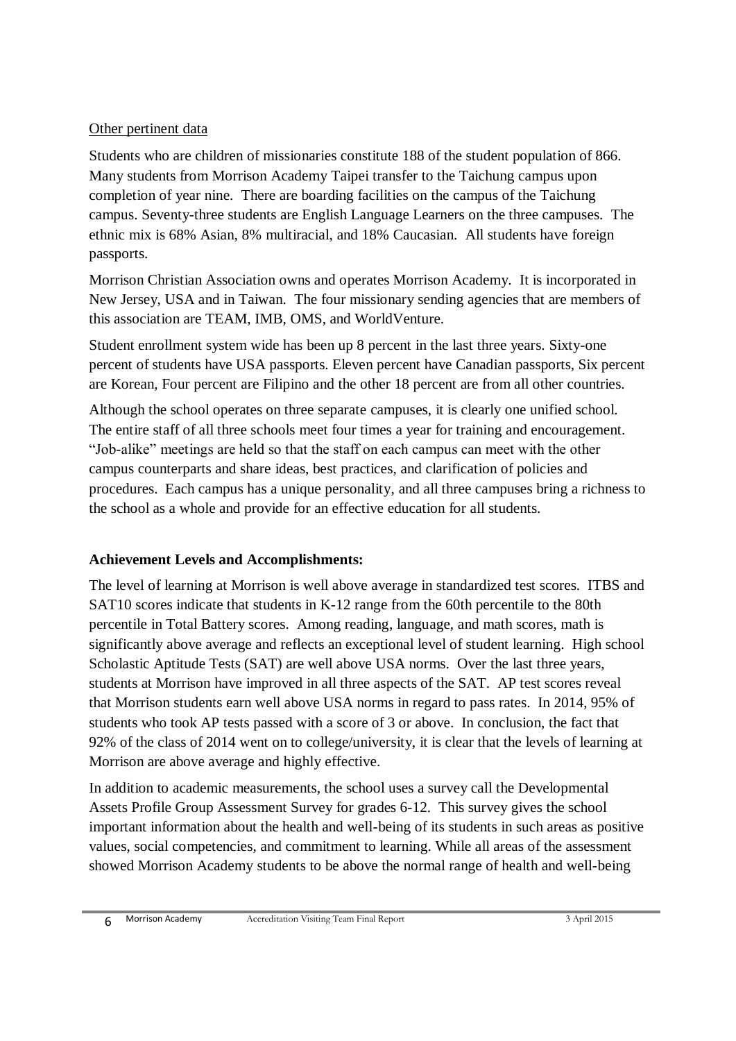Other pertinent data

Students who are children of missionaries constitute 188 of the student population of 866. Many students from Morrison Academy Taipei transfer to the Taichung campus upon completion of year nine. There are boarding facilities on the campus of the Taichung campus. Seventy-three students are English Language Learners on the three campuses. The ethnic mix is 68% Asian, 8% multiracial, and 18% Caucasian. All students have foreign passports.

Morrison Christian Association owns and operates Morrison Academy. It is incorporated in New Jersey, USA and in Taiwan. The four missionary sending agencies that are members of this association are TEAM, IMB, OMS, and WorldVenture.

Student enrollment system wide has been up 8 percent in the last three years. Sixty-one percent of students have USA passports. Eleven percent have Canadian passports, Six percent are Korean, Four percent are Filipino and the other 18 percent are from all other countries.

Although the school operates on three separate campuses, it is clearly one unified school. The entire staff of all three schools meet four times a year for training and encouragement. "Job-alike" meetings are held so that the staff on each campus can meet with the other campus counterparts and share ideas, best practices, and clarification of policies and procedures. Each campus has a unique personality, and all three campuses bring a richness to the school as a whole and provide for an effective education for all students.

**Achievement Levels and Accomplishments:**

The level of learning at Morrison is well above average in standardized test scores. ITBS and SAT10 scores indicate that students in K-12 range from the 60th percentile to the 80th percentile in Total Battery scores. Among reading, language, and math scores, math is significantly above average and reflects an exceptional level of student learning. High school Scholastic Aptitude Tests (SAT) are well above USA norms. Over the last three years, students at Morrison have improved in all three aspects of the SAT. AP test scores reveal that Morrison students earn well above USA norms in regard to pass rates. In 2014, 95% of students who took AP tests passed with a score of 3 or above. In conclusion, the fact that 92% of the class of 2014 went on to college/university, it is clear that the levels of learning at Morrison are above average and highly effective.

In addition to academic measurements, the school uses a survey call the Developmental Assets Profile Group Assessment Survey for grades 6-12. This survey gives the school important information about the health and well-being of its students in such areas as positive values, social competencies, and commitment to learning. While all areas of the assessment showed Morrison Academy students to be above the normal range of health and well-being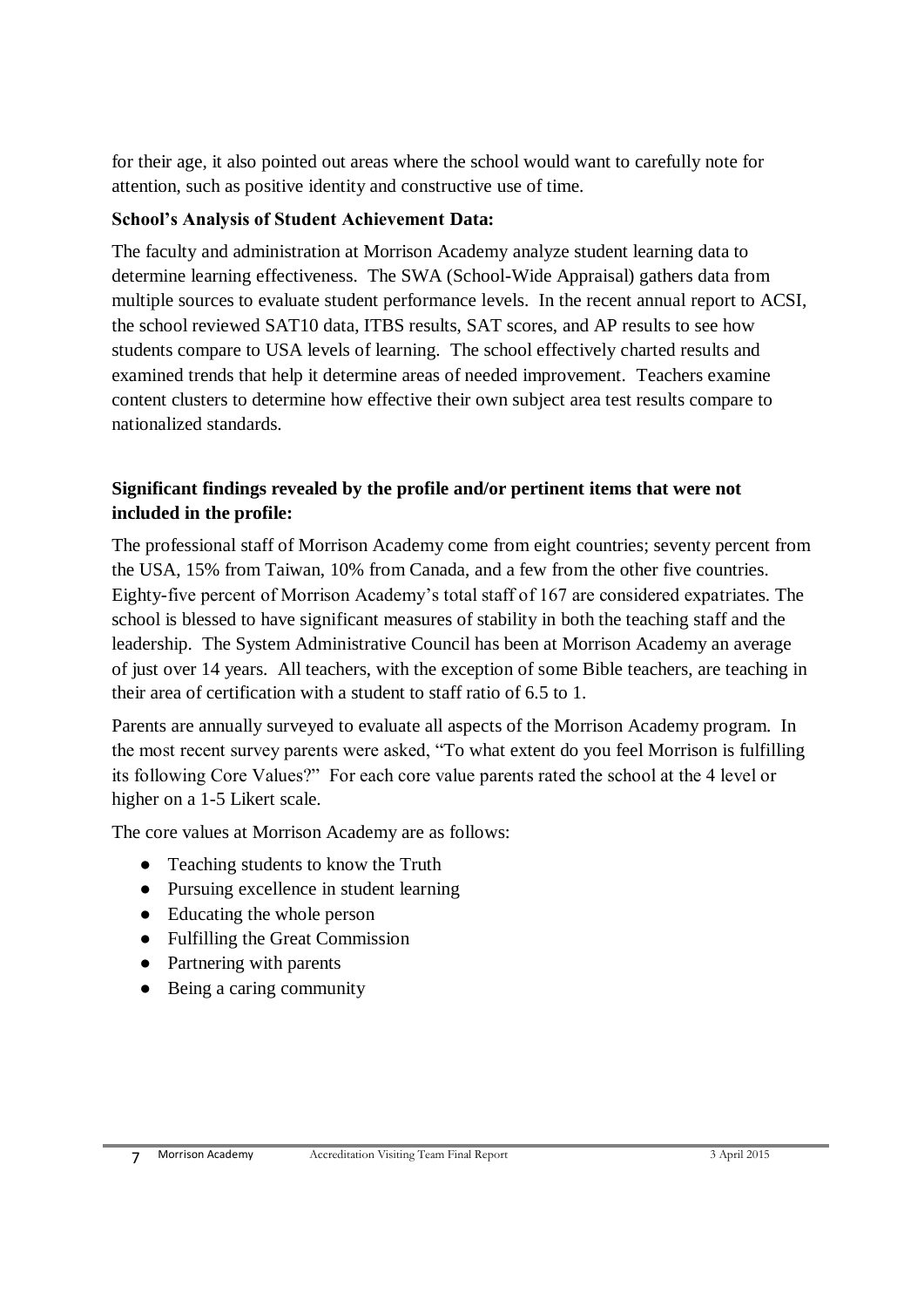for their age, it also pointed out areas where the school would want to carefully note for attention, such as positive identity and constructive use of time.

**School's Analysis of Student Achievement Data:**

The faculty and administration at Morrison Academy analyze student learning data to determine learning effectiveness. The SWA (School-Wide Appraisal) gathers data from multiple sources to evaluate student performance levels. In the recent annual report to ACSI, the school reviewed SAT10 data, ITBS results, SAT scores, and AP results to see how students compare to USA levels of learning. The school effectively charted results and examined trends that help it determine areas of needed improvement. Teachers examine content clusters to determine how effective their own subject area test results compare to nationalized standards.

**Significant findings revealed by the profile and/or pertinent items that were not included in the profile:**

The professional staff of Morrison Academy come from eight countries; seventy percent from the USA, 15% from Taiwan, 10% from Canada, and a few from the other five countries. Eighty-five percent of Morrison Academy's total staff of 167 are considered expatriates. The school is blessed to have significant measures of stability in both the teaching staff and the leadership. The System Administrative Council has been at Morrison Academy an average of just over 14 years. All teachers, with the exception of some Bible teachers, are teaching in their area of certification with a student to staff ratio of 6.5 to 1.

Parents are annually surveyed to evaluate all aspects of the Morrison Academy program. In the most recent survey parents were asked, "To what extent do you feel Morrison is fulfilling its following Core Values?" For each core value parents rated the school at the 4 level or higher on a 1-5 Likert scale.

The core values at Morrison Academy are as follows:

- Teaching students to know the Truth
- Pursuing excellence in student learning
- Educating the whole person
- Fulfilling the Great Commission
- Partnering with parents
- Being a caring community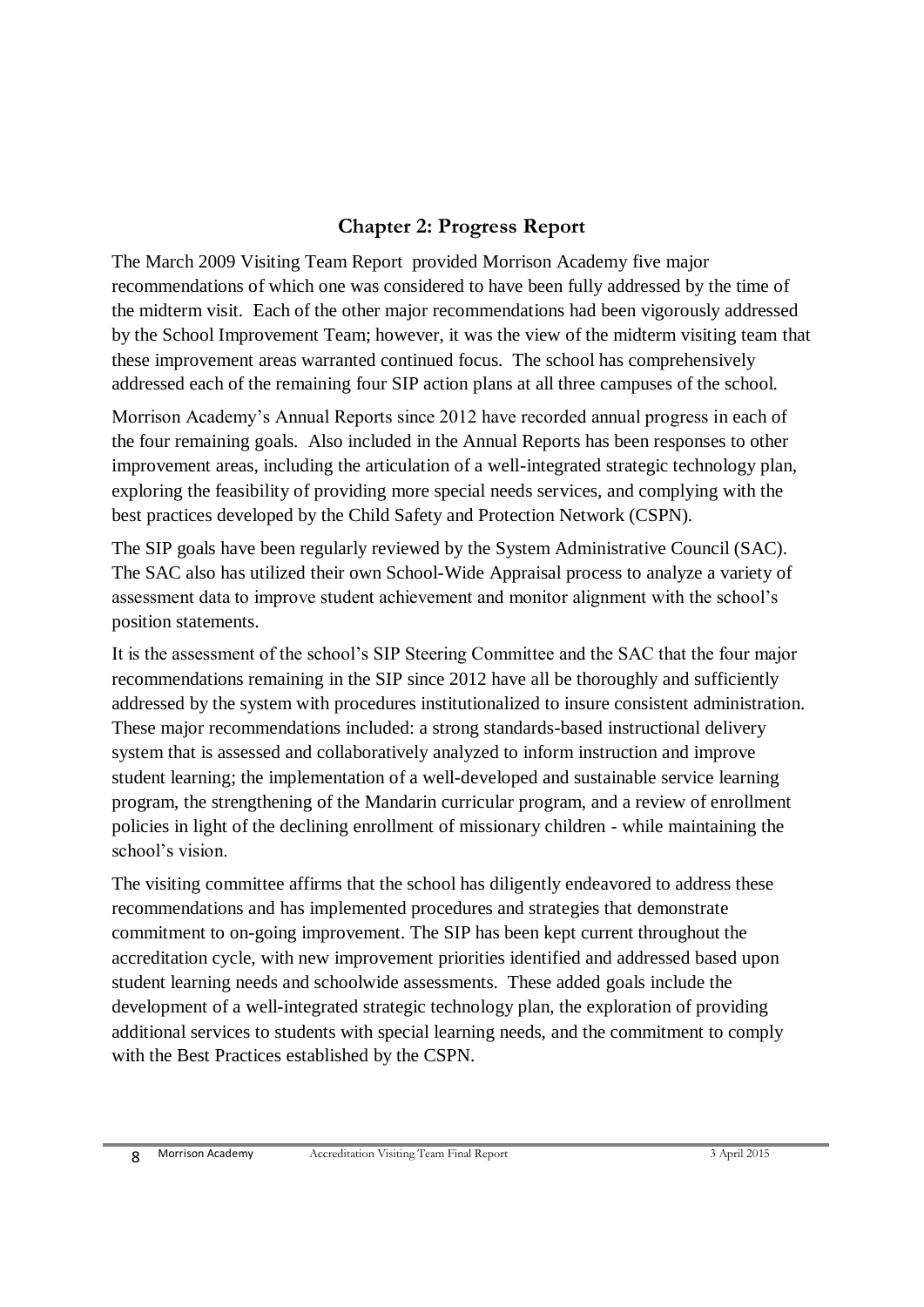## Chapter 2: Progress Report

The March 2009 Visiting Team Report provided Morrison Academy five major recommendations of which one was considered to have been fully addressed by the time of the midterm visit. Each of the other major recommendations had been vigorously addressed by the School Improvement Team; however, it was the view of the midterm visiting team that these improvement areas warranted continued focus. The school has comprehensively addressed each of the remaining four SIP action plans at all three campuses of the school.

Morrison Academy's Annual Reports since 2012 have recorded annual progress in each of the four remaining goals. Also included in the Annual Reports has been responses to other improvement areas, including the articulation of a well-integrated strategic technology plan, exploring the feasibility of providing more special needs services, and complying with the best practices developed by the Child Safety and Protection Network (CSPN).

The SIP goals have been regularly reviewed by the System Administrative Council (SAC). The SAC also has utilized their own School-Wide Appraisal process to analyze a variety of assessment data to improve student achievement and monitor alignment with the school's position statements.

It is the assessment of the school's SIP Steering Committee and the SAC that the four major recommendations remaining in the SIP since 2012 have all be thoroughly and sufficiently addressed by the system with procedures institutionalized to insure consistent administration. These major recommendations included: a strong standards-based instructional delivery system that is assessed and collaboratively analyzed to inform instruction and improve student learning; the implementation of a well-developed and sustainable service learning program, the strengthening of the Mandarin curricular program, and a review of enrollment policies in light of the declining enrollment of missionary children - while maintaining the school's vision.

The visiting committee affirms that the school has diligently endeavored to address these recommendations and has implemented procedures and strategies that demonstrate commitment to on-going improvement. The SIP has been kept current throughout the accreditation cycle, with new improvement priorities identified and addressed based upon student learning needs and schoolwide assessments. These added goals include the development of a well-integrated strategic technology plan, the exploration of providing additional services to students with special learning needs, and the commitment to comply with the Best Practices established by the CSPN.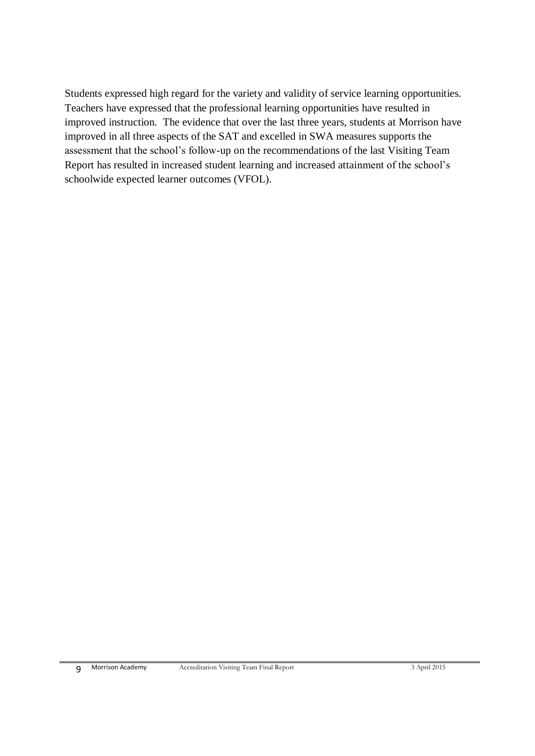Students expressed high regard for the variety and validity of service learning opportunities. Teachers have expressed that the professional learning opportunities have resulted in improved instruction. The evidence that over the last three years, students at Morrison have improved in all three aspects of the SAT and excelled in SWA measures supports the assessment that the school's follow-up on the recommendations of the last Visiting Team Report has resulted in increased student learning and increased attainment of the school's schoolwide expected learner outcomes (VFOL).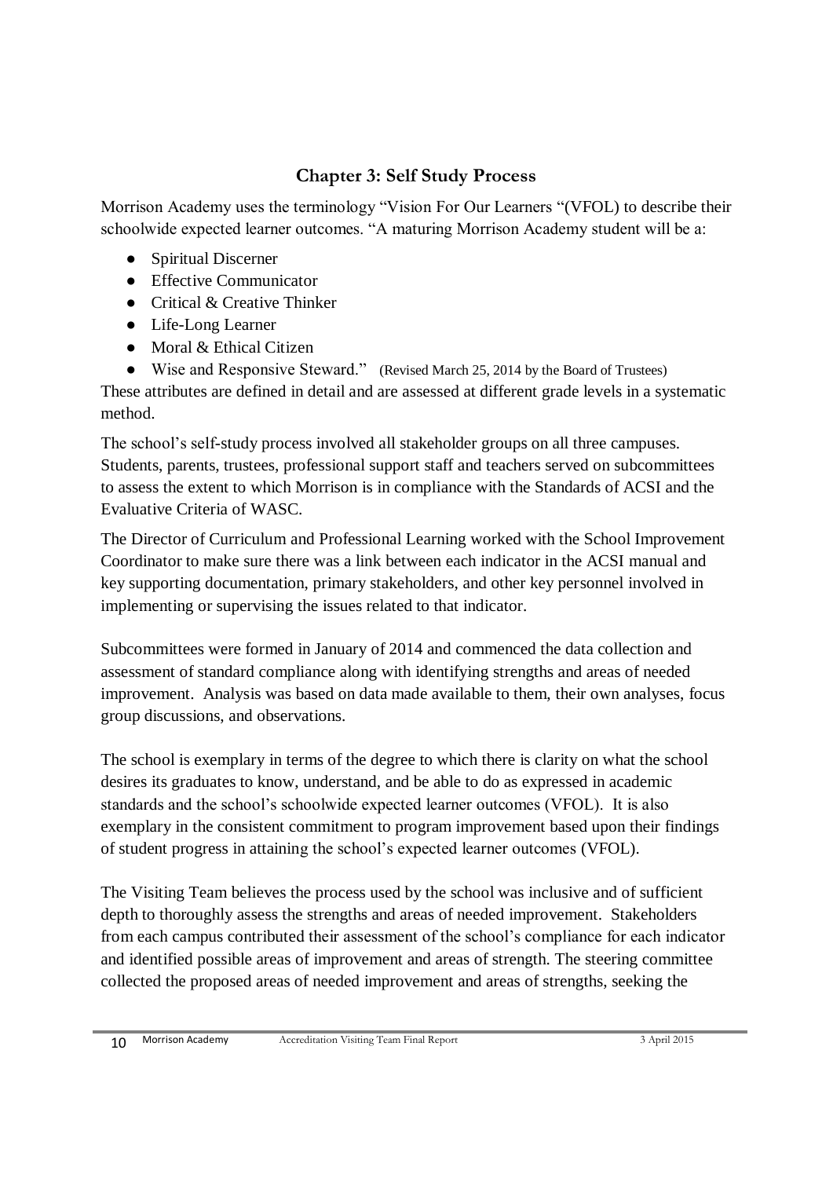## Chapter 3: Self Study Process

Morrison Academy uses the terminology "Vision For Our Learners "(VFOL) to describe their schoolwide expected learner outcomes. "A maturing Morrison Academy student will be a:

- Spiritual Discerner
- Effective Communicator
- Critical & Creative Thinker
- Life-Long Learner
- Moral & Ethical Citizen
- Wise and Responsive Steward." (Revised March 25, 2014 by the Board of Trustees)

These attributes are defined in detail and are assessed at different grade levels in a systematic method.

The school's self-study process involved all stakeholder groups on all three campuses. Students, parents, trustees, professional support staff and teachers served on subcommittees to assess the extent to which Morrison is in compliance with the Standards of ACSI and the Evaluative Criteria of WASC.

The Director of Curriculum and Professional Learning worked with the School Improvement Coordinator to make sure there was a link between each indicator in the ACSI manual and key supporting documentation, primary stakeholders, and other key personnel involved in implementing or supervising the issues related to that indicator.

Subcommittees were formed in January of 2014 and commenced the data collection and assessment of standard compliance along with identifying strengths and areas of needed improvement. Analysis was based on data made available to them, their own analyses, focus group discussions, and observations.

The school is exemplary in terms of the degree to which there is clarity on what the school desires its graduates to know, understand, and be able to do as expressed in academic standards and the school's schoolwide expected learner outcomes (VFOL). It is also exemplary in the consistent commitment to program improvement based upon their findings of student progress in attaining the school's expected learner outcomes (VFOL).

The Visiting Team believes the process used by the school was inclusive and of sufficient depth to thoroughly assess the strengths and areas of needed improvement. Stakeholders from each campus contributed their assessment of the school's compliance for each indicator and identified possible areas of improvement and areas of strength. The steering committee collected the proposed areas of needed improvement and areas of strengths, seeking the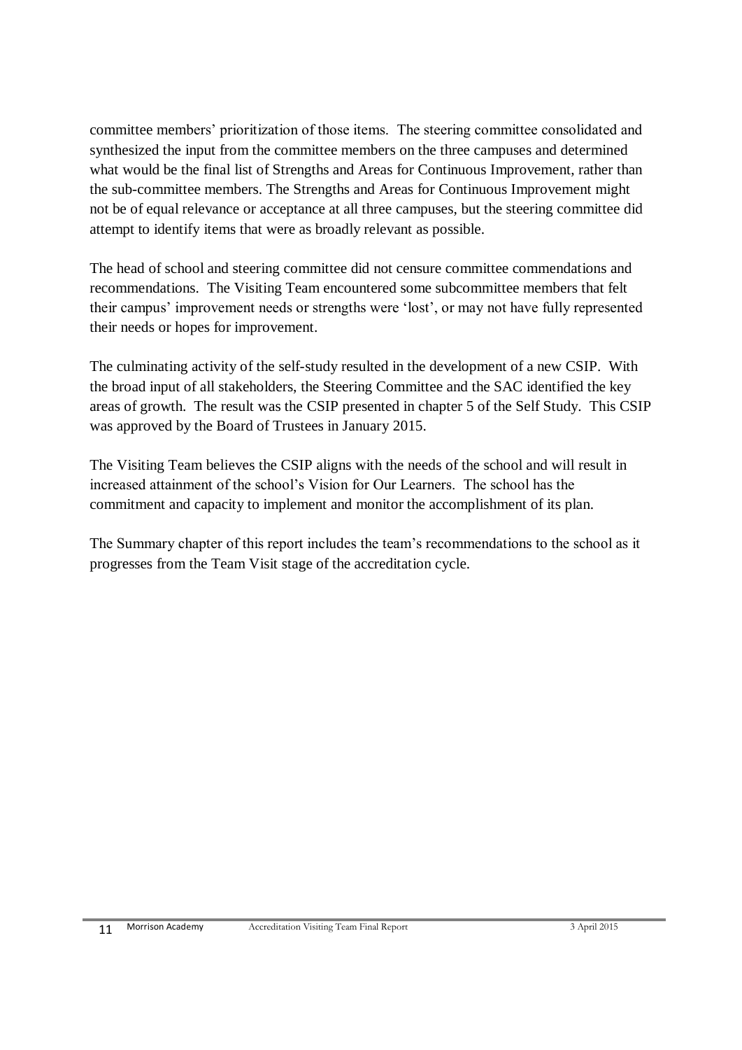committee members' prioritization of those items. The steering committee consolidated and synthesized the input from the committee members on the three campuses and determined what would be the final list of Strengths and Areas for Continuous Improvement, rather than the sub-committee members. The Strengths and Areas for Continuous Improvement might not be of equal relevance or acceptance at all three campuses, but the steering committee did attempt to identify items that were as broadly relevant as possible.

The head of school and steering committee did not censure committee commendations and recommendations. The Visiting Team encountered some subcommittee members that felt their campus' improvement needs or strengths were 'lost', or may not have fully represented their needs or hopes for improvement.

The culminating activity of the self-study resulted in the development of a new CSIP. With the broad input of all stakeholders, the Steering Committee and the SAC identified the key areas of growth. The result was the CSIP presented in chapter 5 of the Self Study. This CSIP was approved by the Board of Trustees in January 2015.

The Visiting Team believes the CSIP aligns with the needs of the school and will result in increased attainment of the school's Vision for Our Learners. The school has the commitment and capacity to implement and monitor the accomplishment of its plan.

The Summary chapter of this report includes the team's recommendations to the school as it progresses from the Team Visit stage of the accreditation cycle.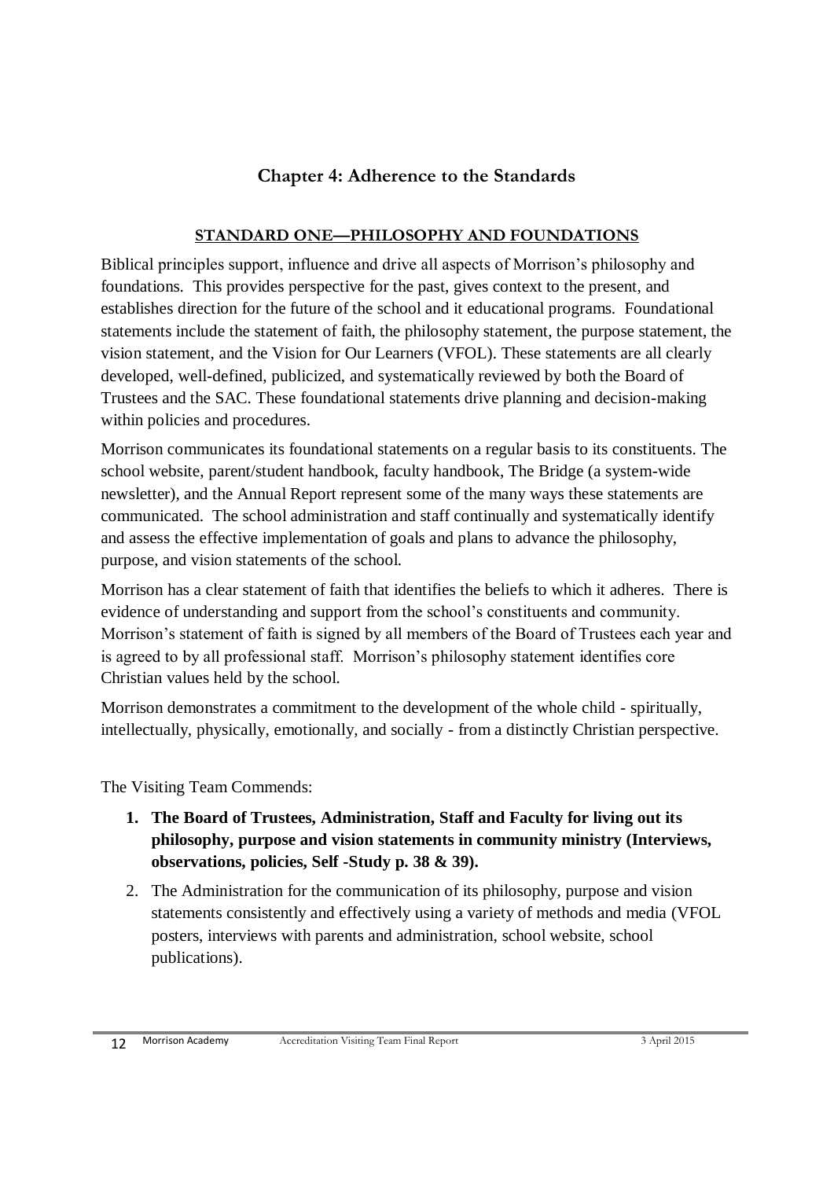## Chapter 4: Adherence to the Standards

### STANDARD ONE—PHILOSOPHY AND FOUNDATIONS

Biblical principles support, influence and drive all aspects of Morrison's philosophy and foundations. This provides perspective for the past, gives context to the present, and establishes direction for the future of the school and it educational programs. Foundational statements include the statement of faith, the philosophy statement, the purpose statement, the vision statement, and the Vision for Our Learners (VFOL). These statements are all clearly developed, well-defined, publicized, and systematically reviewed by both the Board of Trustees and the SAC. These foundational statements drive planning and decision-making within policies and procedures.

Morrison communicates its foundational statements on a regular basis to its constituents. The school website, parent/student handbook, faculty handbook, The Bridge (a system-wide newsletter), and the Annual Report represent some of the many ways these statements are communicated. The school administration and staff continually and systematically identify and assess the effective implementation of goals and plans to advance the philosophy, purpose, and vision statements of the school.

Morrison has a clear statement of faith that identifies the beliefs to which it adheres. There is evidence of understanding and support from the school's constituents and community. Morrison's statement of faith is signed by all members of the Board of Trustees each year and is agreed to by all professional staff. Morrison's philosophy statement identifies core Christian values held by the school.

Morrison demonstrates a commitment to the development of the whole child - spiritually, intellectually, physically, emotionally, and socially - from a distinctly Christian perspective.

The Visiting Team Commends:

1. **The Board of Trustees, Administration, Staff and Faculty for living out its philosophy, purpose and vision statements in community ministry (Interviews, observations, policies, Self -Study p. 38 & 39).**
2. The Administration for the communication of its philosophy, purpose and vision statements consistently and effectively using a variety of methods and media (VFOL posters, interviews with parents and administration, school website, school publications).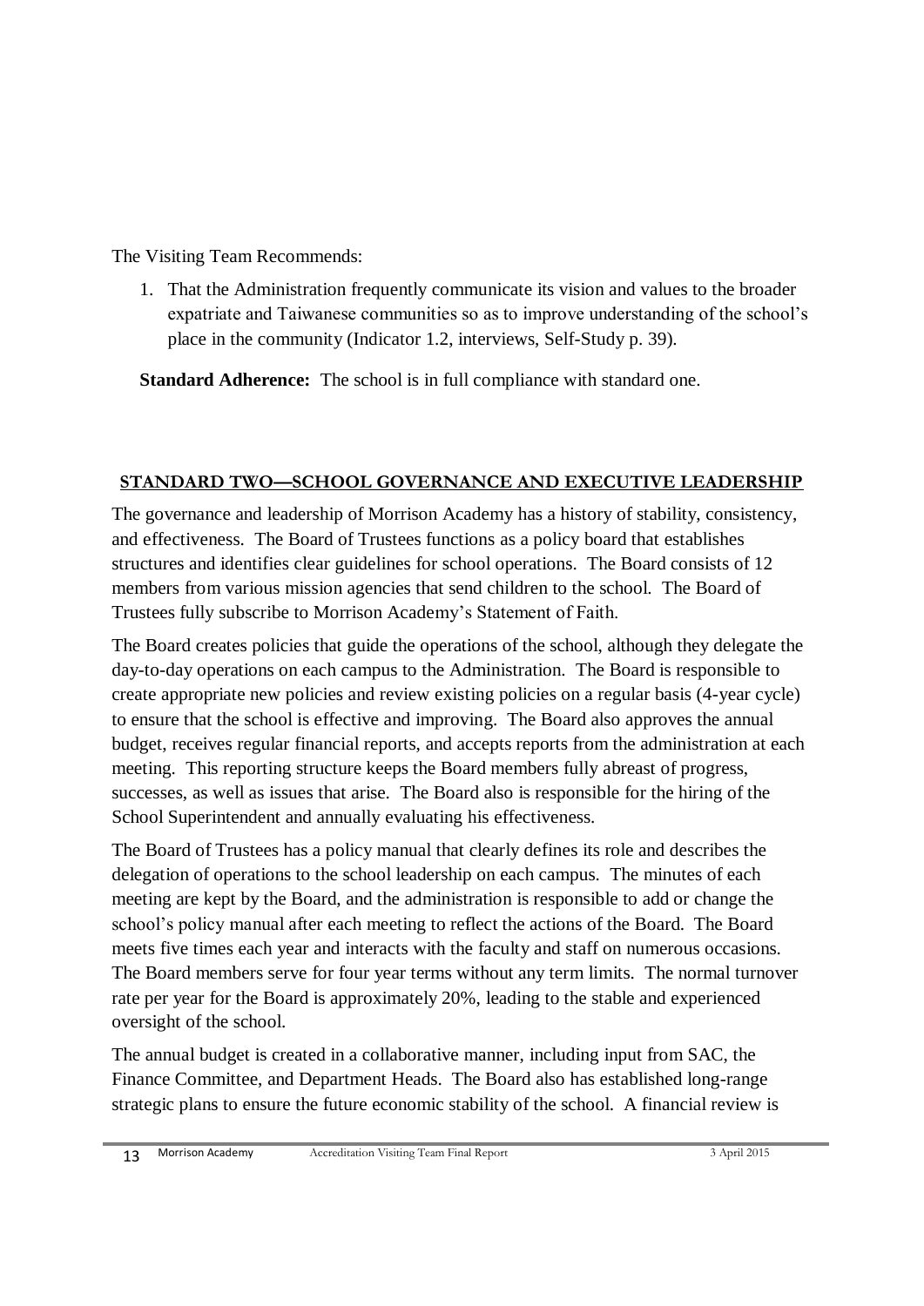The Visiting Team Recommends:

1. That the Administration frequently communicate its vision and values to the broader expatriate and Taiwanese communities so as to improve understanding of the school's place in the community (Indicator 1.2, interviews, Self-Study p. 39).

**Standard Adherence:** The school is in full compliance with standard one.

## STANDARD TWO—SCHOOL GOVERNANCE AND EXECUTIVE LEADERSHIP

The governance and leadership of Morrison Academy has a history of stability, consistency, and effectiveness. The Board of Trustees functions as a policy board that establishes structures and identifies clear guidelines for school operations. The Board consists of 12 members from various mission agencies that send children to the school. The Board of Trustees fully subscribe to Morrison Academy's Statement of Faith.

The Board creates policies that guide the operations of the school, although they delegate the day-to-day operations on each campus to the Administration. The Board is responsible to create appropriate new policies and review existing policies on a regular basis (4-year cycle) to ensure that the school is effective and improving. The Board also approves the annual budget, receives regular financial reports, and accepts reports from the administration at each meeting. This reporting structure keeps the Board members fully abreast of progress, successes, as well as issues that arise. The Board also is responsible for the hiring of the School Superintendent and annually evaluating his effectiveness.

The Board of Trustees has a policy manual that clearly defines its role and describes the delegation of operations to the school leadership on each campus. The minutes of each meeting are kept by the Board, and the administration is responsible to add or change the school's policy manual after each meeting to reflect the actions of the Board. The Board meets five times each year and interacts with the faculty and staff on numerous occasions. The Board members serve for four year terms without any term limits. The normal turnover rate per year for the Board is approximately 20%, leading to the stable and experienced oversight of the school.

The annual budget is created in a collaborative manner, including input from SAC, the Finance Committee, and Department Heads. The Board also has established long-range strategic plans to ensure the future economic stability of the school. A financial review is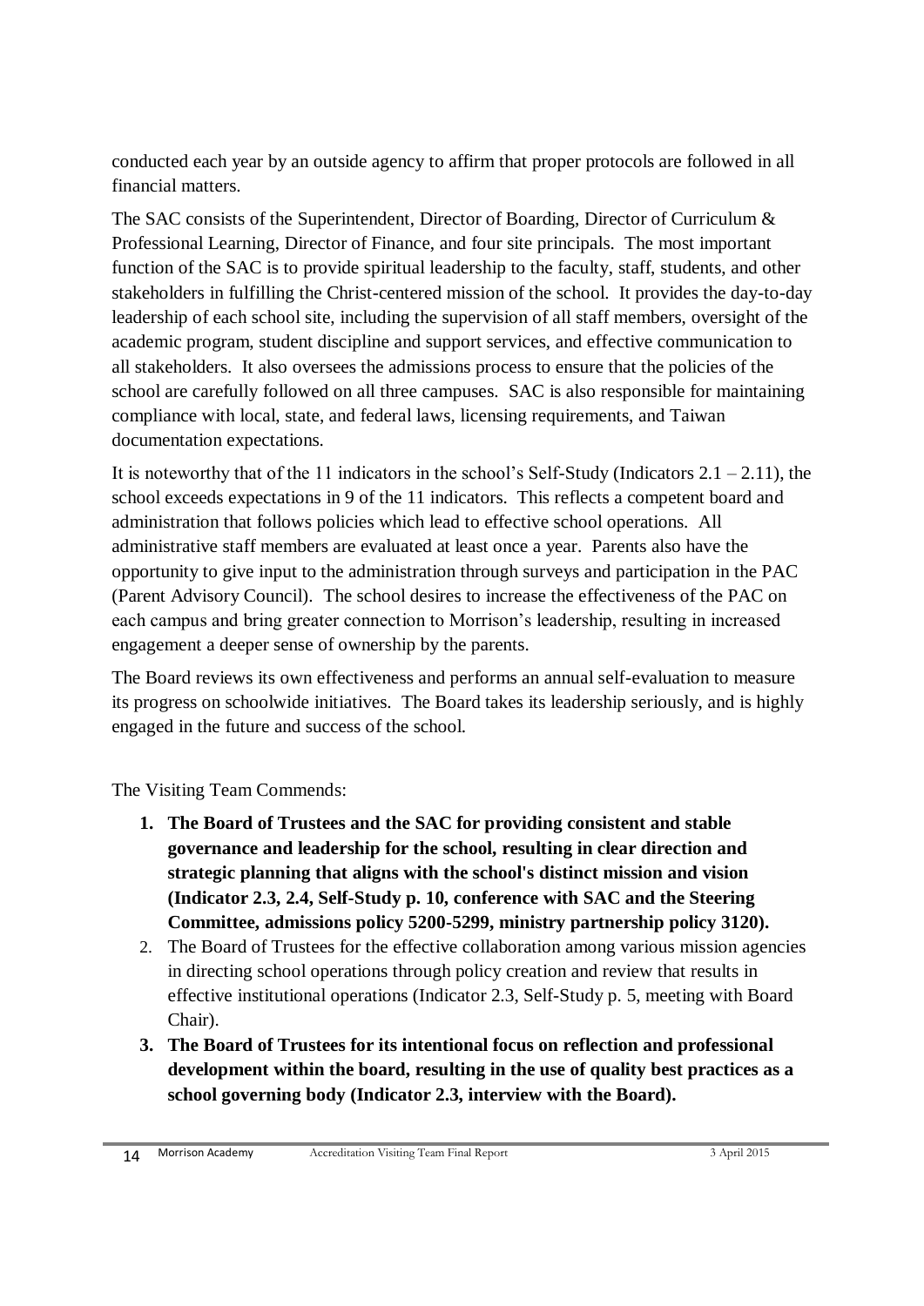conducted each year by an outside agency to affirm that proper protocols are followed in all financial matters.

The SAC consists of the Superintendent, Director of Boarding, Director of Curriculum & Professional Learning, Director of Finance, and four site principals. The most important function of the SAC is to provide spiritual leadership to the faculty, staff, students, and other stakeholders in fulfilling the Christ-centered mission of the school. It provides the day-to-day leadership of each school site, including the supervision of all staff members, oversight of the academic program, student discipline and support services, and effective communication to all stakeholders. It also oversees the admissions process to ensure that the policies of the school are carefully followed on all three campuses. SAC is also responsible for maintaining compliance with local, state, and federal laws, licensing requirements, and Taiwan documentation expectations.

It is noteworthy that of the 11 indicators in the school's Self-Study (Indicators 2.1 – 2.11), the school exceeds expectations in 9 of the 11 indicators. This reflects a competent board and administration that follows policies which lead to effective school operations. All administrative staff members are evaluated at least once a year. Parents also have the opportunity to give input to the administration through surveys and participation in the PAC (Parent Advisory Council). The school desires to increase the effectiveness of the PAC on each campus and bring greater connection to Morrison's leadership, resulting in increased engagement a deeper sense of ownership by the parents.

The Board reviews its own effectiveness and performs an annual self-evaluation to measure its progress on schoolwide initiatives. The Board takes its leadership seriously, and is highly engaged in the future and success of the school.

The Visiting Team Commends:

1. **The Board of Trustees and the SAC for providing consistent and stable governance and leadership for the school, resulting in clear direction and strategic planning that aligns with the school's distinct mission and vision (Indicator 2.3, 2.4, Self-Study p. 10, conference with SAC and the Steering Committee, admissions policy 5200-5299, ministry partnership policy 3120).**
2. The Board of Trustees for the effective collaboration among various mission agencies in directing school operations through policy creation and review that results in effective institutional operations (Indicator 2.3, Self-Study p. 5, meeting with Board Chair).
3. **The Board of Trustees for its intentional focus on reflection and professional development within the board, resulting in the use of quality best practices as a school governing body (Indicator 2.3, interview with the Board).**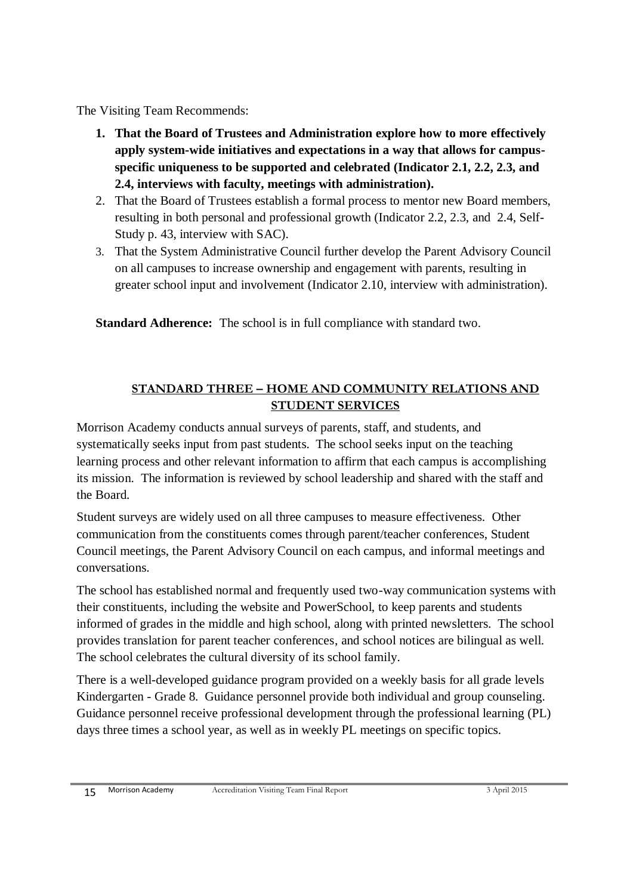The Visiting Team Recommends:

1. **That the Board of Trustees and Administration explore how to more effectively apply system-wide initiatives and expectations in a way that allows for campus-specific uniqueness to be supported and celebrated (Indicator 2.1, 2.2, 2.3, and 2.4, interviews with faculty, meetings with administration).**
2. That the Board of Trustees establish a formal process to mentor new Board members, resulting in both personal and professional growth (Indicator 2.2, 2.3, and 2.4, Self-Study p. 43, interview with SAC).
3. That the System Administrative Council further develop the Parent Advisory Council on all campuses to increase ownership and engagement with parents, resulting in greater school input and involvement (Indicator 2.10, interview with administration).

**Standard Adherence:** The school is in full compliance with standard two.

## STANDARD THREE – HOME AND COMMUNITY RELATIONS AND STUDENT SERVICES

Morrison Academy conducts annual surveys of parents, staff, and students, and systematically seeks input from past students. The school seeks input on the teaching learning process and other relevant information to affirm that each campus is accomplishing its mission. The information is reviewed by school leadership and shared with the staff and the Board.

Student surveys are widely used on all three campuses to measure effectiveness. Other communication from the constituents comes through parent/teacher conferences, Student Council meetings, the Parent Advisory Council on each campus, and informal meetings and conversations.

The school has established normal and frequently used two-way communication systems with their constituents, including the website and PowerSchool, to keep parents and students informed of grades in the middle and high school, along with printed newsletters. The school provides translation for parent teacher conferences, and school notices are bilingual as well. The school celebrates the cultural diversity of its school family.

There is a well-developed guidance program provided on a weekly basis for all grade levels Kindergarten - Grade 8. Guidance personnel provide both individual and group counseling. Guidance personnel receive professional development through the professional learning (PL) days three times a school year, as well as in weekly PL meetings on specific topics.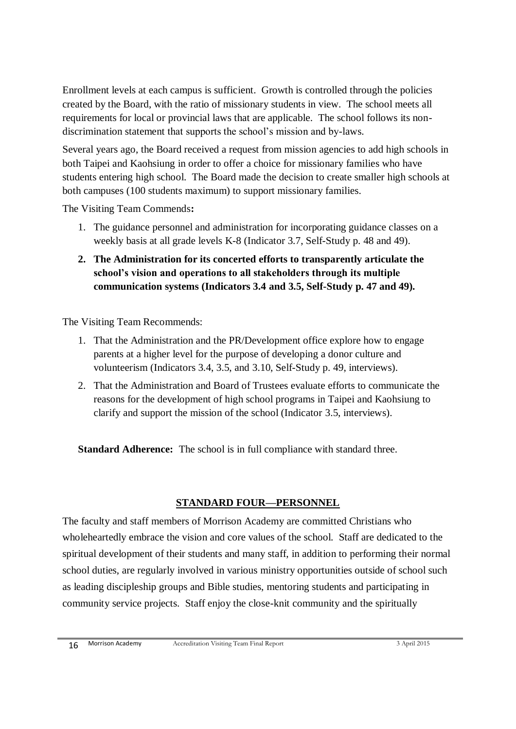Enrollment levels at each campus is sufficient. Growth is controlled through the policies created by the Board, with the ratio of missionary students in view. The school meets all requirements for local or provincial laws that are applicable. The school follows its non-discrimination statement that supports the school's mission and by-laws.

Several years ago, the Board received a request from mission agencies to add high schools in both Taipei and Kaohsiung in order to offer a choice for missionary families who have students entering high school. The Board made the decision to create smaller high schools at both campuses (100 students maximum) to support missionary families.

The Visiting Team Commends**:**

1. The guidance personnel and administration for incorporating guidance classes on a weekly basis at all grade levels K-8 (Indicator 3.7, Self-Study p. 48 and 49).
2. **The Administration for its concerted efforts to transparently articulate the school's vision and operations to all stakeholders through its multiple communication systems (Indicators 3.4 and 3.5, Self-Study p. 47 and 49).**

The Visiting Team Recommends:

1. That the Administration and the PR/Development office explore how to engage parents at a higher level for the purpose of developing a donor culture and volunteerism (Indicators 3.4, 3.5, and 3.10, Self-Study p. 49, interviews).
2. That the Administration and Board of Trustees evaluate efforts to communicate the reasons for the development of high school programs in Taipei and Kaohsiung to clarify and support the mission of the school (Indicator 3.5, interviews).

**Standard Adherence:** The school is in full compliance with standard three.

## STANDARD FOUR—PERSONNEL

The faculty and staff members of Morrison Academy are committed Christians who wholeheartedly embrace the vision and core values of the school. Staff are dedicated to the spiritual development of their students and many staff, in addition to performing their normal school duties, are regularly involved in various ministry opportunities outside of school such as leading discipleship groups and Bible studies, mentoring students and participating in community service projects. Staff enjoy the close-knit community and the spiritually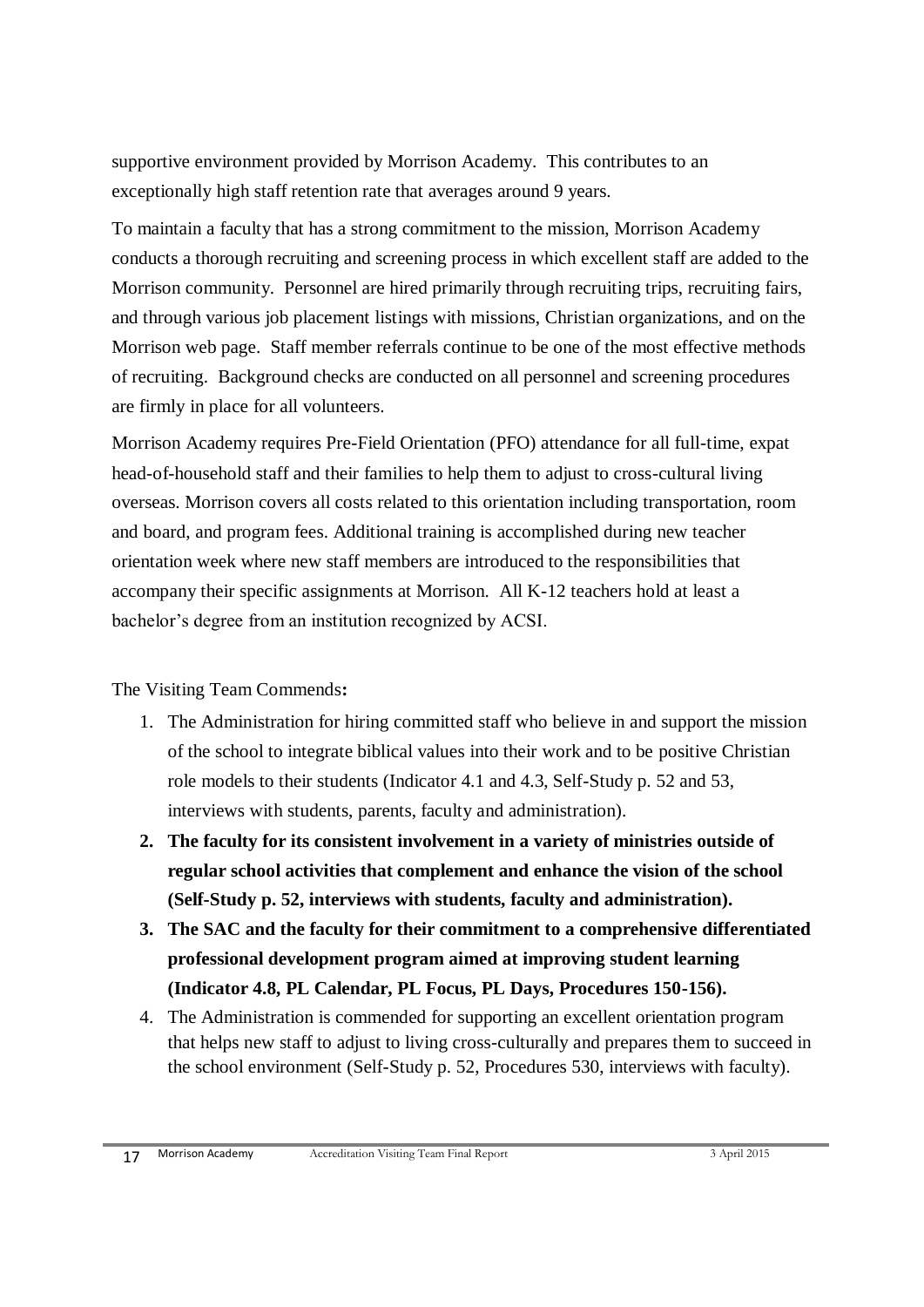supportive environment provided by Morrison Academy. This contributes to an exceptionally high staff retention rate that averages around 9 years.

To maintain a faculty that has a strong commitment to the mission, Morrison Academy conducts a thorough recruiting and screening process in which excellent staff are added to the Morrison community. Personnel are hired primarily through recruiting trips, recruiting fairs, and through various job placement listings with missions, Christian organizations, and on the Morrison web page. Staff member referrals continue to be one of the most effective methods of recruiting. Background checks are conducted on all personnel and screening procedures are firmly in place for all volunteers.

Morrison Academy requires Pre-Field Orientation (PFO) attendance for all full-time, expat head-of-household staff and their families to help them to adjust to cross-cultural living overseas. Morrison covers all costs related to this orientation including transportation, room and board, and program fees. Additional training is accomplished during new teacher orientation week where new staff members are introduced to the responsibilities that accompany their specific assignments at Morrison. All K-12 teachers hold at least a bachelor's degree from an institution recognized by ACSI.

The Visiting Team Commends**:**

1. The Administration for hiring committed staff who believe in and support the mission of the school to integrate biblical values into their work and to be positive Christian role models to their students (Indicator 4.1 and 4.3, Self-Study p. 52 and 53, interviews with students, parents, faculty and administration).
2. **The faculty for its consistent involvement in a variety of ministries outside of regular school activities that complement and enhance the vision of the school (Self-Study p. 52, interviews with students, faculty and administration).**
3. **The SAC and the faculty for their commitment to a comprehensive differentiated professional development program aimed at improving student learning (Indicator 4.8, PL Calendar, PL Focus, PL Days, Procedures 150-156).**
4. The Administration is commended for supporting an excellent orientation program that helps new staff to adjust to living cross-culturally and prepares them to succeed in the school environment (Self-Study p. 52, Procedures 530, interviews with faculty).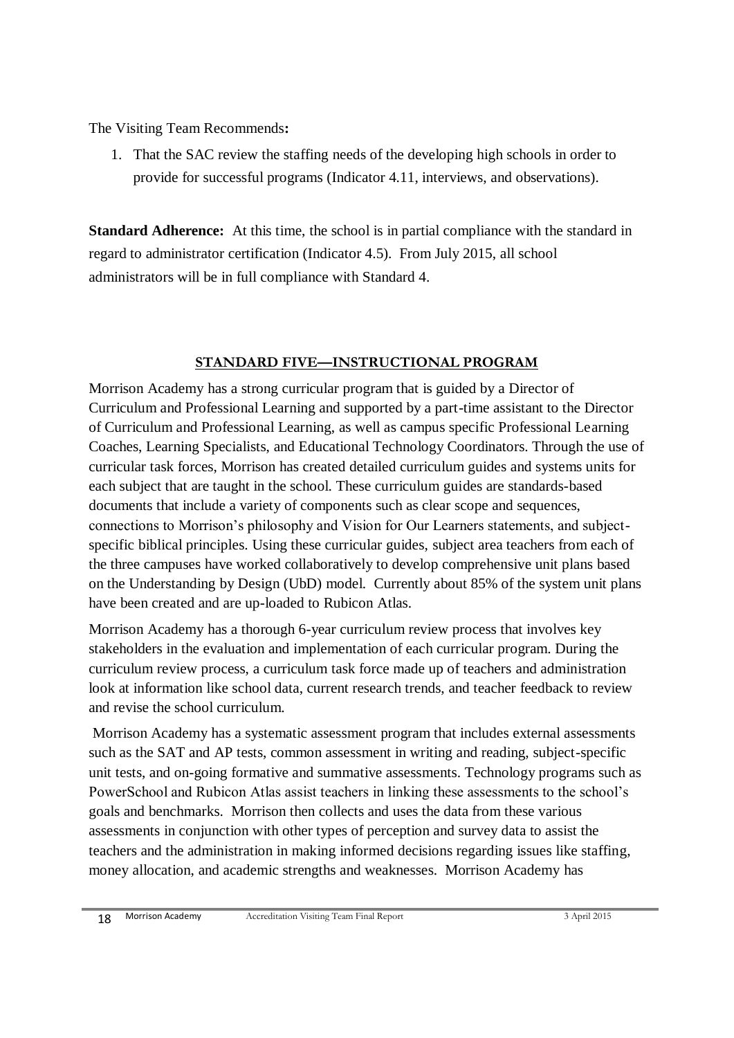The Visiting Team Recommends**:**

1. That the SAC review the staffing needs of the developing high schools in order to provide for successful programs (Indicator 4.11, interviews, and observations).

**Standard Adherence:** At this time, the school is in partial compliance with the standard in regard to administrator certification (Indicator 4.5). From July 2015, all school administrators will be in full compliance with Standard 4.

## STANDARD FIVE—INSTRUCTIONAL PROGRAM

Morrison Academy has a strong curricular program that is guided by a Director of Curriculum and Professional Learning and supported by a part-time assistant to the Director of Curriculum and Professional Learning, as well as campus specific Professional Learning Coaches, Learning Specialists, and Educational Technology Coordinators. Through the use of curricular task forces, Morrison has created detailed curriculum guides and systems units for each subject that are taught in the school. These curriculum guides are standards-based documents that include a variety of components such as clear scope and sequences, connections to Morrison's philosophy and Vision for Our Learners statements, and subject-specific biblical principles. Using these curricular guides, subject area teachers from each of the three campuses have worked collaboratively to develop comprehensive unit plans based on the Understanding by Design (UbD) model. Currently about 85% of the system unit plans have been created and are up-loaded to Rubicon Atlas.

Morrison Academy has a thorough 6-year curriculum review process that involves key stakeholders in the evaluation and implementation of each curricular program. During the curriculum review process, a curriculum task force made up of teachers and administration look at information like school data, current research trends, and teacher feedback to review and revise the school curriculum.

Morrison Academy has a systematic assessment program that includes external assessments such as the SAT and AP tests, common assessment in writing and reading, subject-specific unit tests, and on-going formative and summative assessments. Technology programs such as PowerSchool and Rubicon Atlas assist teachers in linking these assessments to the school's goals and benchmarks. Morrison then collects and uses the data from these various assessments in conjunction with other types of perception and survey data to assist the teachers and the administration in making informed decisions regarding issues like staffing, money allocation, and academic strengths and weaknesses. Morrison Academy has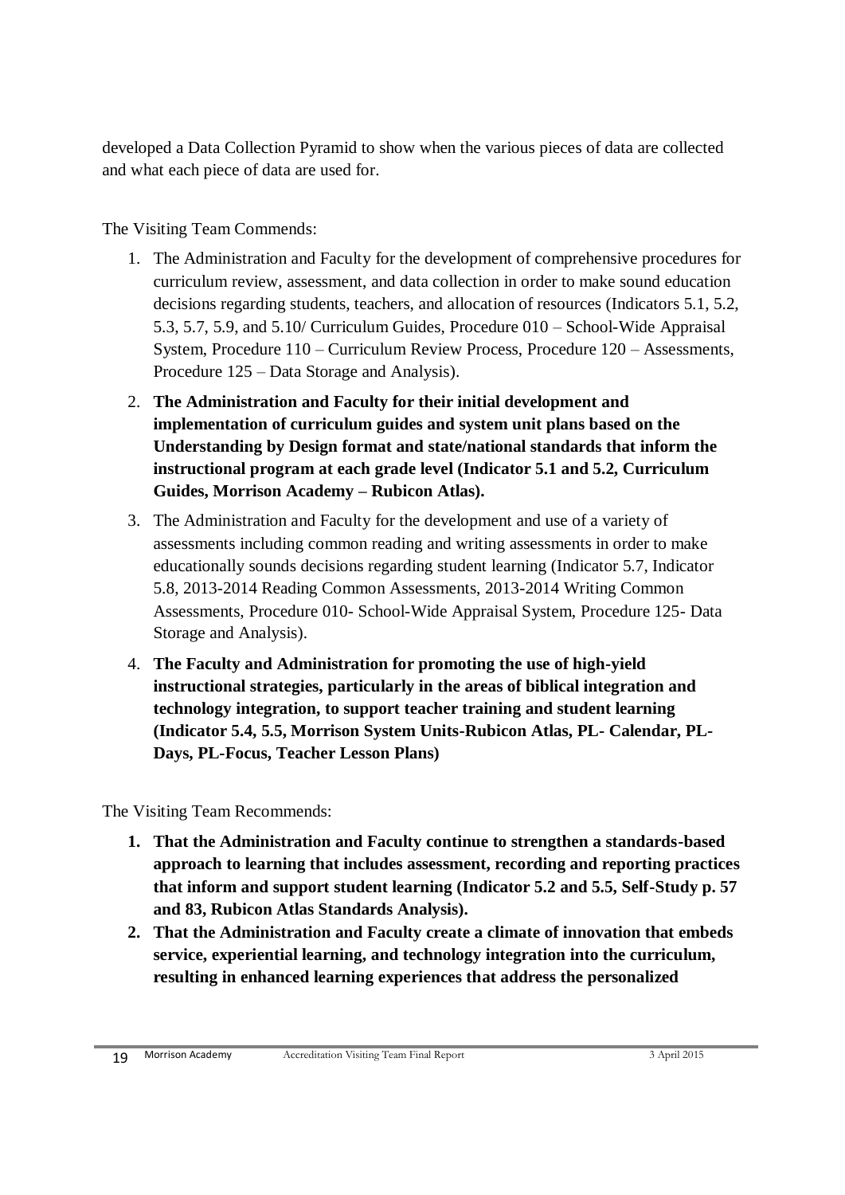developed a Data Collection Pyramid to show when the various pieces of data are collected and what each piece of data are used for.

The Visiting Team Commends:

1. The Administration and Faculty for the development of comprehensive procedures for curriculum review, assessment, and data collection in order to make sound education decisions regarding students, teachers, and allocation of resources (Indicators 5.1, 5.2, 5.3, 5.7, 5.9, and 5.10/ Curriculum Guides, Procedure 010 – School-Wide Appraisal System, Procedure 110 – Curriculum Review Process, Procedure 120 – Assessments, Procedure 125 – Data Storage and Analysis).
2. **The Administration and Faculty for their initial development and implementation of curriculum guides and system unit plans based on the Understanding by Design format and state/national standards that inform the instructional program at each grade level (Indicator 5.1 and 5.2, Curriculum Guides, Morrison Academy – Rubicon Atlas).**
3. The Administration and Faculty for the development and use of a variety of assessments including common reading and writing assessments in order to make educationally sounds decisions regarding student learning (Indicator 5.7, Indicator 5.8, 2013-2014 Reading Common Assessments, 2013-2014 Writing Common Assessments, Procedure 010- School-Wide Appraisal System, Procedure 125- Data Storage and Analysis).
4. **The Faculty and Administration for promoting the use of high-yield instructional strategies, particularly in the areas of biblical integration and technology integration, to support teacher training and student learning (Indicator 5.4, 5.5, Morrison System Units-Rubicon Atlas, PL- Calendar, PL-Days, PL-Focus, Teacher Lesson Plans)**

The Visiting Team Recommends:

1. **That the Administration and Faculty continue to strengthen a standards-based approach to learning that includes assessment, recording and reporting practices that inform and support student learning (Indicator 5.2 and 5.5, Self-Study p. 57 and 83, Rubicon Atlas Standards Analysis).**
2. **That the Administration and Faculty create a climate of innovation that embeds service, experiential learning, and technology integration into the curriculum, resulting in enhanced learning experiences that address the personalized**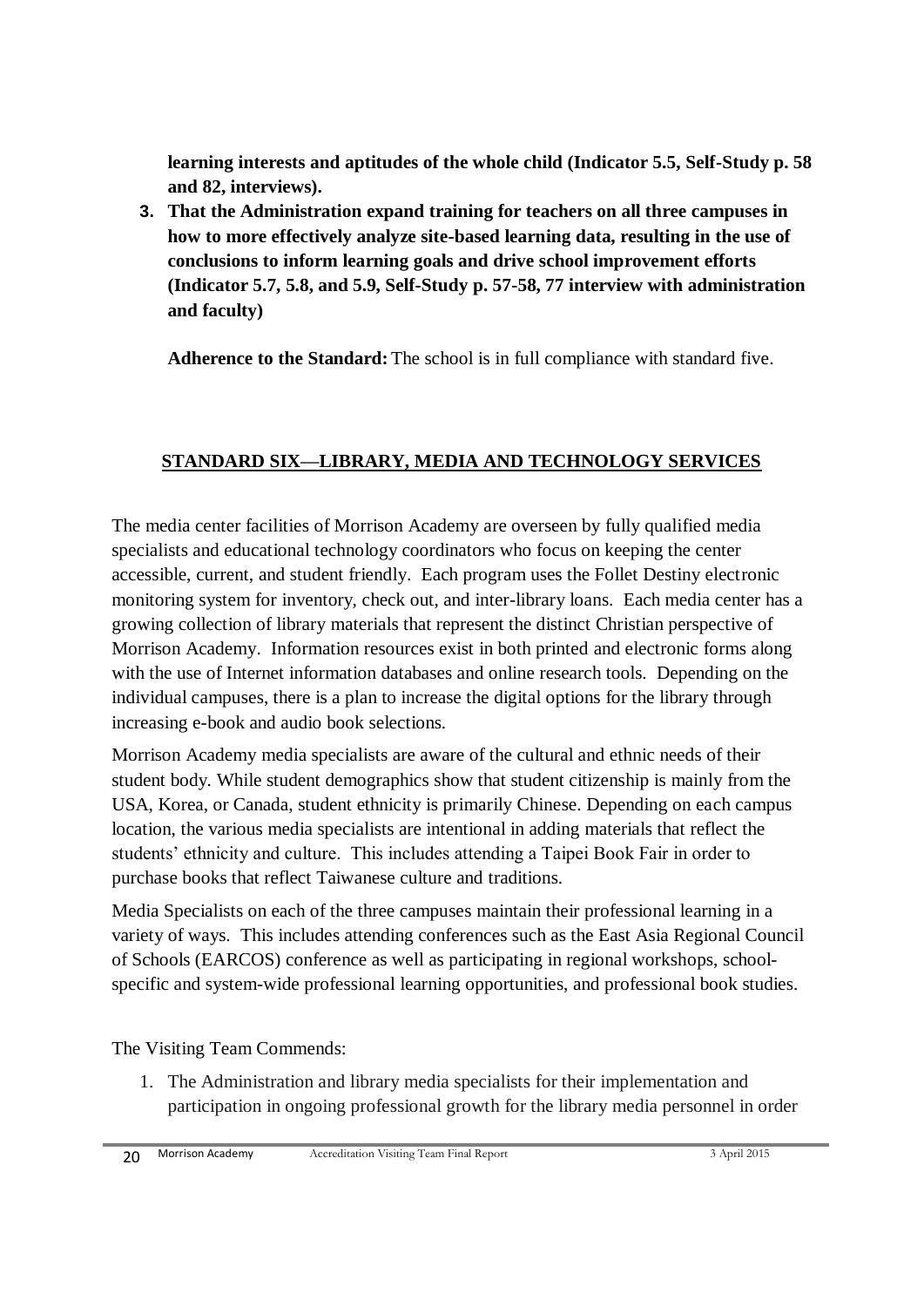**learning interests and aptitudes of the whole child (Indicator 5.5, Self-Study p. 58 and 82, interviews).**

3. **That the Administration expand training for teachers on all three campuses in how to more effectively analyze site-based learning data, resulting in the use of conclusions to inform learning goals and drive school improvement efforts (Indicator 5.7, 5.8, and 5.9, Self-Study p. 57-58, 77 interview with administration and faculty)**

**Adherence to the Standard:** The school is in full compliance with standard five.

## STANDARD SIX—LIBRARY, MEDIA AND TECHNOLOGY SERVICES

The media center facilities of Morrison Academy are overseen by fully qualified media specialists and educational technology coordinators who focus on keeping the center accessible, current, and student friendly. Each program uses the Follet Destiny electronic monitoring system for inventory, check out, and inter-library loans. Each media center has a growing collection of library materials that represent the distinct Christian perspective of Morrison Academy. Information resources exist in both printed and electronic forms along with the use of Internet information databases and online research tools. Depending on the individual campuses, there is a plan to increase the digital options for the library through increasing e-book and audio book selections.

Morrison Academy media specialists are aware of the cultural and ethnic needs of their student body. While student demographics show that student citizenship is mainly from the USA, Korea, or Canada, student ethnicity is primarily Chinese. Depending on each campus location, the various media specialists are intentional in adding materials that reflect the students' ethnicity and culture. This includes attending a Taipei Book Fair in order to purchase books that reflect Taiwanese culture and traditions.

Media Specialists on each of the three campuses maintain their professional learning in a variety of ways. This includes attending conferences such as the East Asia Regional Council of Schools (EARCOS) conference as well as participating in regional workshops, school-specific and system-wide professional learning opportunities, and professional book studies.

The Visiting Team Commends:

1. The Administration and library media specialists for their implementation and participation in ongoing professional growth for the library media personnel in order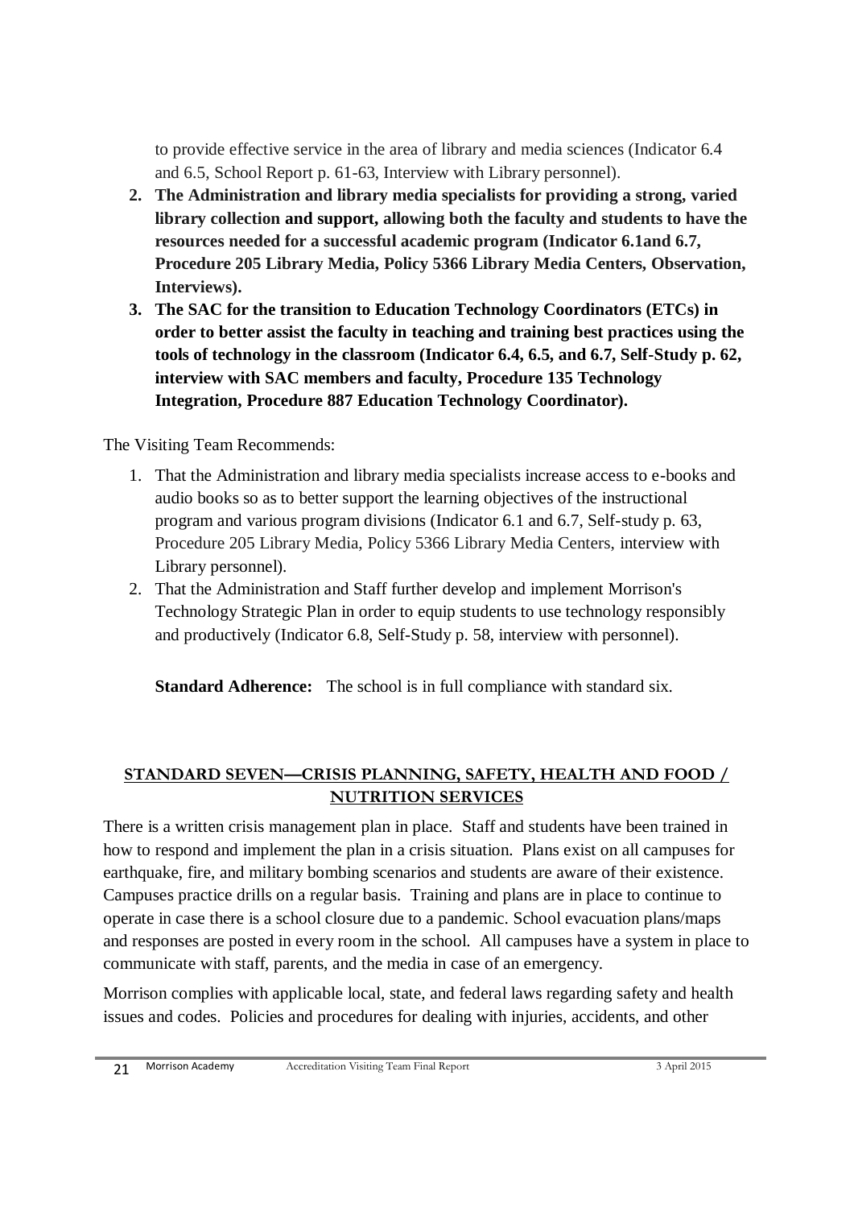to provide effective service in the area of library and media sciences (Indicator 6.4 and 6.5, School Report p. 61-63, Interview with Library personnel).

2. **The Administration and library media specialists for providing a strong, varied library collection and support, allowing both the faculty and students to have the resources needed for a successful academic program (Indicator 6.1and 6.7, Procedure 205 Library Media, Policy 5366 Library Media Centers, Observation, Interviews).**
3. **The SAC for the transition to Education Technology Coordinators (ETCs) in order to better assist the faculty in teaching and training best practices using the tools of technology in the classroom (Indicator 6.4, 6.5, and 6.7, Self-Study p. 62, interview with SAC members and faculty, Procedure 135 Technology Integration, Procedure 887 Education Technology Coordinator).**

The Visiting Team Recommends:

1. That the Administration and library media specialists increase access to e-books and audio books so as to better support the learning objectives of the instructional program and various program divisions (Indicator 6.1 and 6.7, Self-study p. 63, Procedure 205 Library Media, Policy 5366 Library Media Centers, interview with Library personnel).
2. That the Administration and Staff further develop and implement Morrison's Technology Strategic Plan in order to equip students to use technology responsibly and productively (Indicator 6.8, Self-Study p. 58, interview with personnel).

**Standard Adherence:** The school is in full compliance with standard six.

## STANDARD SEVEN—CRISIS PLANNING, SAFETY, HEALTH AND FOOD / NUTRITION SERVICES

There is a written crisis management plan in place. Staff and students have been trained in how to respond and implement the plan in a crisis situation. Plans exist on all campuses for earthquake, fire, and military bombing scenarios and students are aware of their existence. Campuses practice drills on a regular basis. Training and plans are in place to continue to operate in case there is a school closure due to a pandemic. School evacuation plans/maps and responses are posted in every room in the school. All campuses have a system in place to communicate with staff, parents, and the media in case of an emergency.

Morrison complies with applicable local, state, and federal laws regarding safety and health issues and codes. Policies and procedures for dealing with injuries, accidents, and other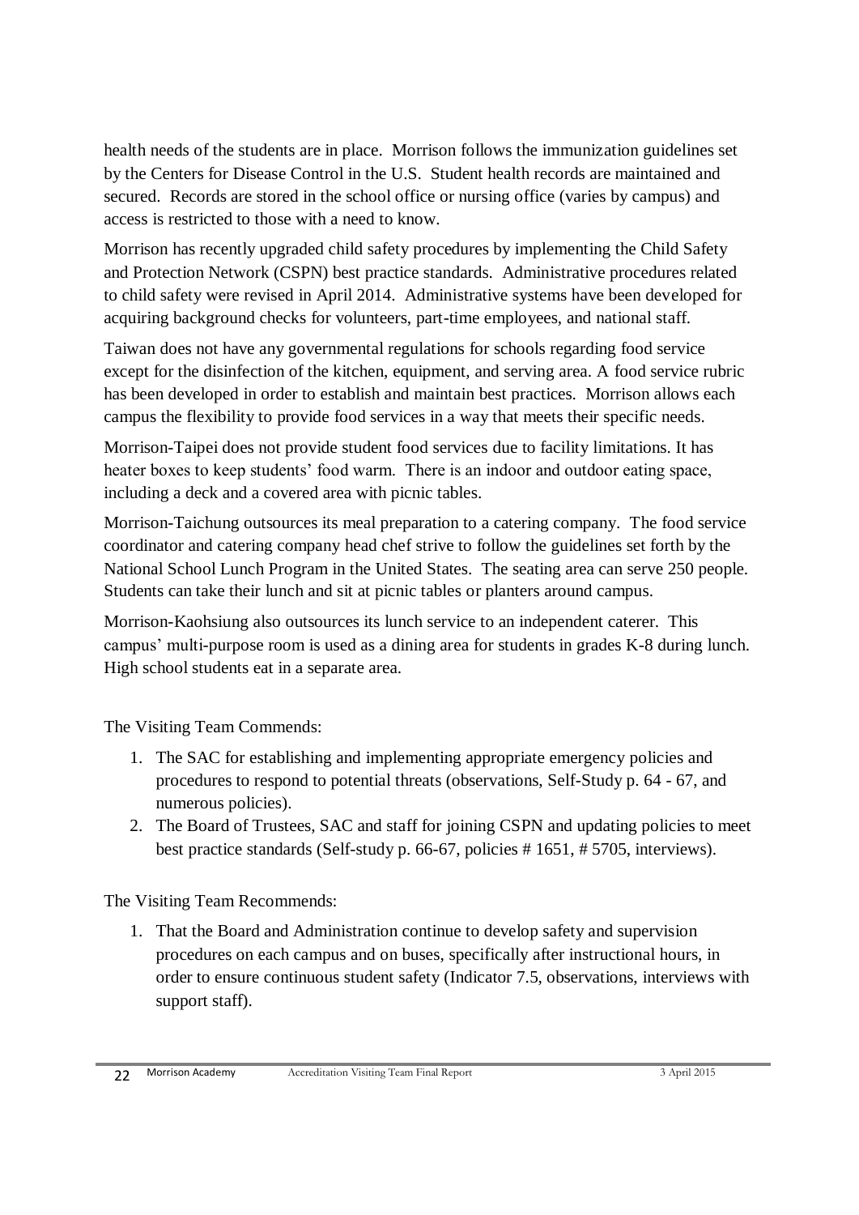health needs of the students are in place. Morrison follows the immunization guidelines set by the Centers for Disease Control in the U.S. Student health records are maintained and secured. Records are stored in the school office or nursing office (varies by campus) and access is restricted to those with a need to know.

Morrison has recently upgraded child safety procedures by implementing the Child Safety and Protection Network (CSPN) best practice standards. Administrative procedures related to child safety were revised in April 2014. Administrative systems have been developed for acquiring background checks for volunteers, part-time employees, and national staff.

Taiwan does not have any governmental regulations for schools regarding food service except for the disinfection of the kitchen, equipment, and serving area. A food service rubric has been developed in order to establish and maintain best practices. Morrison allows each campus the flexibility to provide food services in a way that meets their specific needs.

Morrison-Taipei does not provide student food services due to facility limitations. It has heater boxes to keep students' food warm. There is an indoor and outdoor eating space, including a deck and a covered area with picnic tables.

Morrison-Taichung outsources its meal preparation to a catering company. The food service coordinator and catering company head chef strive to follow the guidelines set forth by the National School Lunch Program in the United States. The seating area can serve 250 people. Students can take their lunch and sit at picnic tables or planters around campus.

Morrison-Kaohsiung also outsources its lunch service to an independent caterer. This campus' multi-purpose room is used as a dining area for students in grades K-8 during lunch. High school students eat in a separate area.

The Visiting Team Commends:

1. The SAC for establishing and implementing appropriate emergency policies and procedures to respond to potential threats (observations, Self-Study p. 64 - 67, and numerous policies).
2. The Board of Trustees, SAC and staff for joining CSPN and updating policies to meet best practice standards (Self-study p. 66-67, policies # 1651, # 5705, interviews).

The Visiting Team Recommends:

1. That the Board and Administration continue to develop safety and supervision procedures on each campus and on buses, specifically after instructional hours, in order to ensure continuous student safety (Indicator 7.5, observations, interviews with support staff).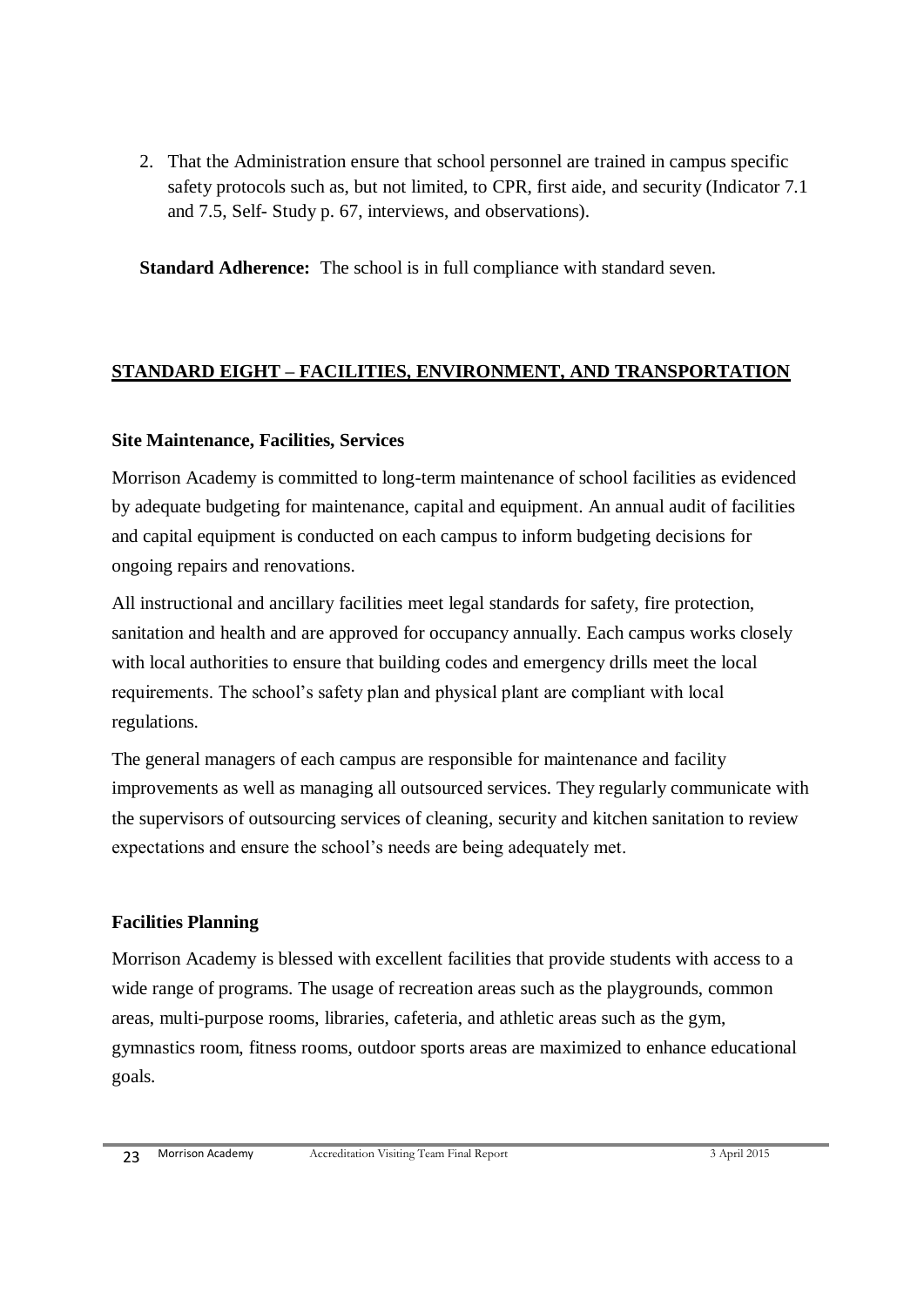2. That the Administration ensure that school personnel are trained in campus specific safety protocols such as, but not limited, to CPR, first aide, and security (Indicator 7.1 and 7.5, Self- Study p. 67, interviews, and observations).

**Standard Adherence:** The school is in full compliance with standard seven.

## STANDARD EIGHT – FACILITIES, ENVIRONMENT, AND TRANSPORTATION

### Site Maintenance, Facilities, Services

Morrison Academy is committed to long-term maintenance of school facilities as evidenced by adequate budgeting for maintenance, capital and equipment. An annual audit of facilities and capital equipment is conducted on each campus to inform budgeting decisions for ongoing repairs and renovations.

All instructional and ancillary facilities meet legal standards for safety, fire protection, sanitation and health and are approved for occupancy annually. Each campus works closely with local authorities to ensure that building codes and emergency drills meet the local requirements. The school's safety plan and physical plant are compliant with local regulations.

The general managers of each campus are responsible for maintenance and facility improvements as well as managing all outsourced services. They regularly communicate with the supervisors of outsourcing services of cleaning, security and kitchen sanitation to review expectations and ensure the school's needs are being adequately met.

### Facilities Planning

Morrison Academy is blessed with excellent facilities that provide students with access to a wide range of programs. The usage of recreation areas such as the playgrounds, common areas, multi-purpose rooms, libraries, cafeteria, and athletic areas such as the gym, gymnastics room, fitness rooms, outdoor sports areas are maximized to enhance educational goals.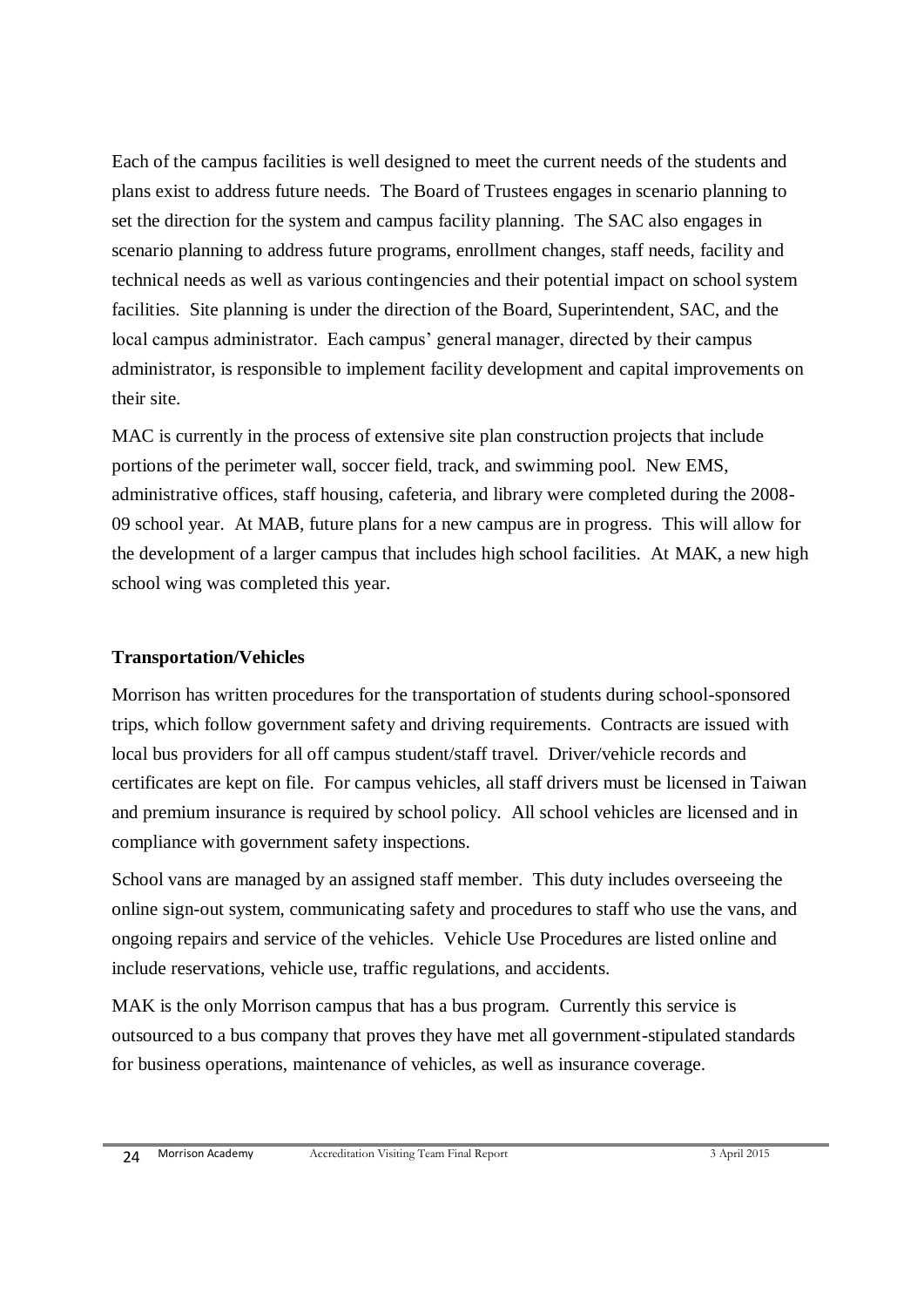Each of the campus facilities is well designed to meet the current needs of the students and plans exist to address future needs. The Board of Trustees engages in scenario planning to set the direction for the system and campus facility planning. The SAC also engages in scenario planning to address future programs, enrollment changes, staff needs, facility and technical needs as well as various contingencies and their potential impact on school system facilities. Site planning is under the direction of the Board, Superintendent, SAC, and the local campus administrator. Each campus' general manager, directed by their campus administrator, is responsible to implement facility development and capital improvements on their site.

MAC is currently in the process of extensive site plan construction projects that include portions of the perimeter wall, soccer field, track, and swimming pool. New EMS, administrative offices, staff housing, cafeteria, and library were completed during the 2008-09 school year. At MAB, future plans for a new campus are in progress. This will allow for the development of a larger campus that includes high school facilities. At MAK, a new high school wing was completed this year.

**Transportation/Vehicles**

Morrison has written procedures for the transportation of students during school-sponsored trips, which follow government safety and driving requirements. Contracts are issued with local bus providers for all off campus student/staff travel. Driver/vehicle records and certificates are kept on file. For campus vehicles, all staff drivers must be licensed in Taiwan and premium insurance is required by school policy. All school vehicles are licensed and in compliance with government safety inspections.

School vans are managed by an assigned staff member. This duty includes overseeing the online sign-out system, communicating safety and procedures to staff who use the vans, and ongoing repairs and service of the vehicles. Vehicle Use Procedures are listed online and include reservations, vehicle use, traffic regulations, and accidents.

MAK is the only Morrison campus that has a bus program. Currently this service is outsourced to a bus company that proves they have met all government-stipulated standards for business operations, maintenance of vehicles, as well as insurance coverage.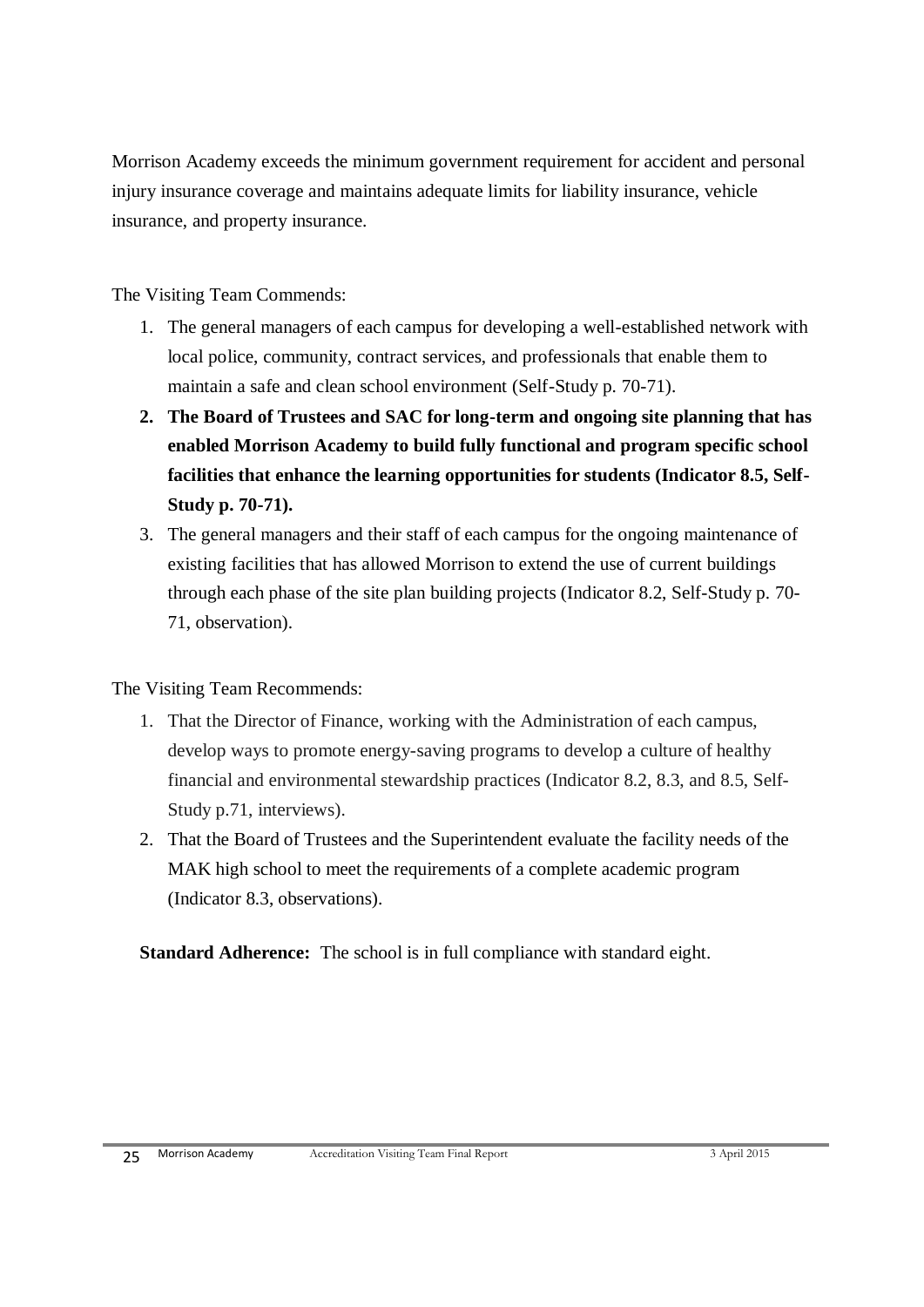Morrison Academy exceeds the minimum government requirement for accident and personal injury insurance coverage and maintains adequate limits for liability insurance, vehicle insurance, and property insurance.

The Visiting Team Commends:

1. The general managers of each campus for developing a well-established network with local police, community, contract services, and professionals that enable them to maintain a safe and clean school environment (Self-Study p. 70-71).
2. **The Board of Trustees and SAC for long-term and ongoing site planning that has enabled Morrison Academy to build fully functional and program specific school facilities that enhance the learning opportunities for students (Indicator 8.5, Self-Study p. 70-71).**
3. The general managers and their staff of each campus for the ongoing maintenance of existing facilities that has allowed Morrison to extend the use of current buildings through each phase of the site plan building projects (Indicator 8.2, Self-Study p. 70-71, observation).

The Visiting Team Recommends:

1. That the Director of Finance, working with the Administration of each campus, develop ways to promote energy-saving programs to develop a culture of healthy financial and environmental stewardship practices (Indicator 8.2, 8.3, and 8.5, Self-Study p.71, interviews).
2. That the Board of Trustees and the Superintendent evaluate the facility needs of the MAK high school to meet the requirements of a complete academic program (Indicator 8.3, observations).

**Standard Adherence:** The school is in full compliance with standard eight.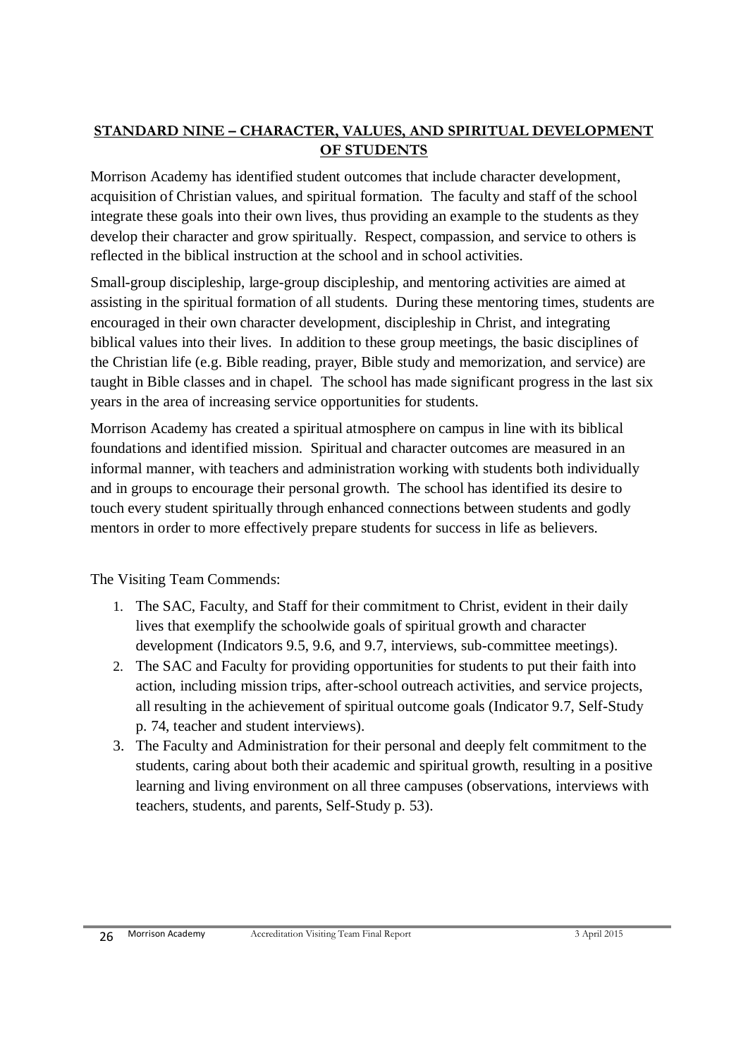## STANDARD NINE – CHARACTER, VALUES, AND SPIRITUAL DEVELOPMENT OF STUDENTS

Morrison Academy has identified student outcomes that include character development, acquisition of Christian values, and spiritual formation. The faculty and staff of the school integrate these goals into their own lives, thus providing an example to the students as they develop their character and grow spiritually. Respect, compassion, and service to others is reflected in the biblical instruction at the school and in school activities.

Small-group discipleship, large-group discipleship, and mentoring activities are aimed at assisting in the spiritual formation of all students. During these mentoring times, students are encouraged in their own character development, discipleship in Christ, and integrating biblical values into their lives. In addition to these group meetings, the basic disciplines of the Christian life (e.g. Bible reading, prayer, Bible study and memorization, and service) are taught in Bible classes and in chapel. The school has made significant progress in the last six years in the area of increasing service opportunities for students.

Morrison Academy has created a spiritual atmosphere on campus in line with its biblical foundations and identified mission. Spiritual and character outcomes are measured in an informal manner, with teachers and administration working with students both individually and in groups to encourage their personal growth. The school has identified its desire to touch every student spiritually through enhanced connections between students and godly mentors in order to more effectively prepare students for success in life as believers.

The Visiting Team Commends:

1. The SAC, Faculty, and Staff for their commitment to Christ, evident in their daily lives that exemplify the schoolwide goals of spiritual growth and character development (Indicators 9.5, 9.6, and 9.7, interviews, sub-committee meetings).
2. The SAC and Faculty for providing opportunities for students to put their faith into action, including mission trips, after-school outreach activities, and service projects, all resulting in the achievement of spiritual outcome goals (Indicator 9.7, Self-Study p. 74, teacher and student interviews).
3. The Faculty and Administration for their personal and deeply felt commitment to the students, caring about both their academic and spiritual growth, resulting in a positive learning and living environment on all three campuses (observations, interviews with teachers, students, and parents, Self-Study p. 53).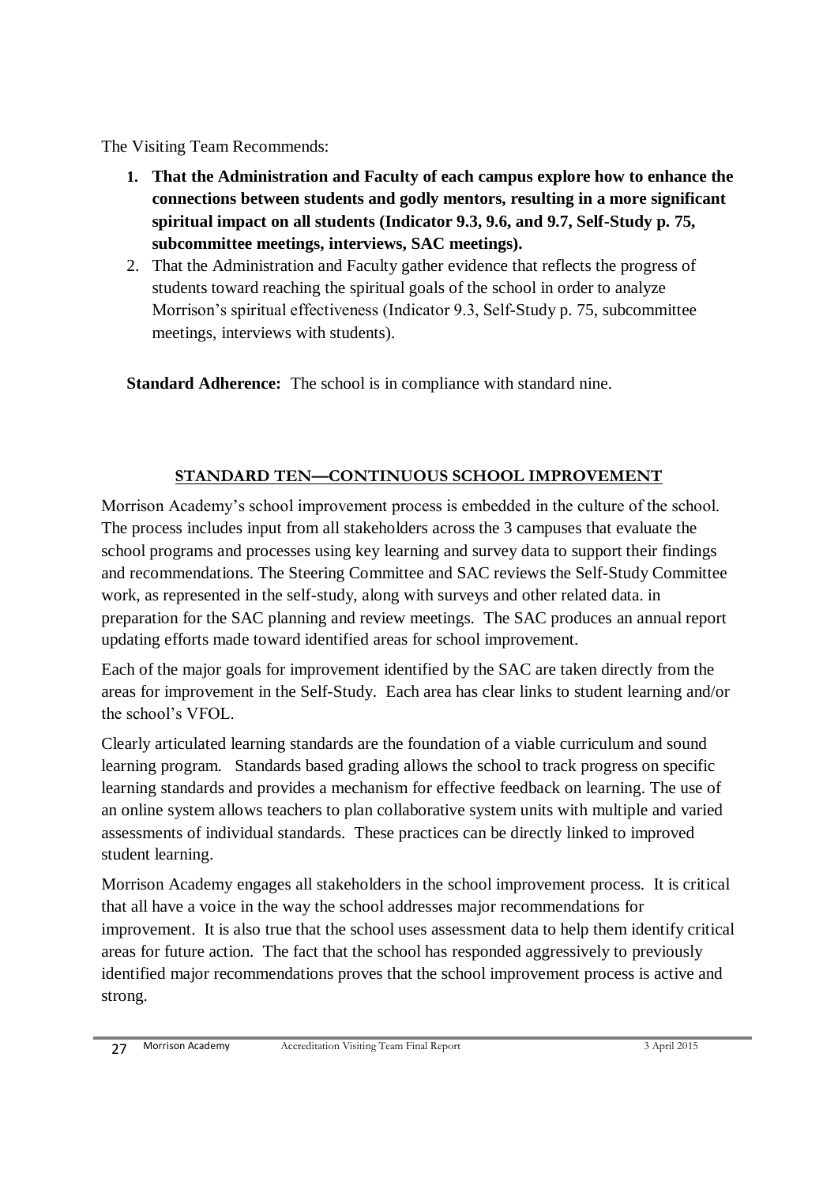The Visiting Team Recommends:

1. **That the Administration and Faculty of each campus explore how to enhance the connections between students and godly mentors, resulting in a more significant spiritual impact on all students (Indicator 9.3, 9.6, and 9.7, Self-Study p. 75, subcommittee meetings, interviews, SAC meetings).**
2. That the Administration and Faculty gather evidence that reflects the progress of students toward reaching the spiritual goals of the school in order to analyze Morrison's spiritual effectiveness (Indicator 9.3, Self-Study p. 75, subcommittee meetings, interviews with students).

**Standard Adherence:** The school is in compliance with standard nine.

## STANDARD TEN—CONTINUOUS SCHOOL IMPROVEMENT

Morrison Academy's school improvement process is embedded in the culture of the school. The process includes input from all stakeholders across the 3 campuses that evaluate the school programs and processes using key learning and survey data to support their findings and recommendations. The Steering Committee and SAC reviews the Self-Study Committee work, as represented in the self-study, along with surveys and other related data. in preparation for the SAC planning and review meetings. The SAC produces an annual report updating efforts made toward identified areas for school improvement.

Each of the major goals for improvement identified by the SAC are taken directly from the areas for improvement in the Self-Study. Each area has clear links to student learning and/or the school's VFOL.

Clearly articulated learning standards are the foundation of a viable curriculum and sound learning program. Standards based grading allows the school to track progress on specific learning standards and provides a mechanism for effective feedback on learning. The use of an online system allows teachers to plan collaborative system units with multiple and varied assessments of individual standards. These practices can be directly linked to improved student learning.

Morrison Academy engages all stakeholders in the school improvement process. It is critical that all have a voice in the way the school addresses major recommendations for improvement. It is also true that the school uses assessment data to help them identify critical areas for future action. The fact that the school has responded aggressively to previously identified major recommendations proves that the school improvement process is active and strong.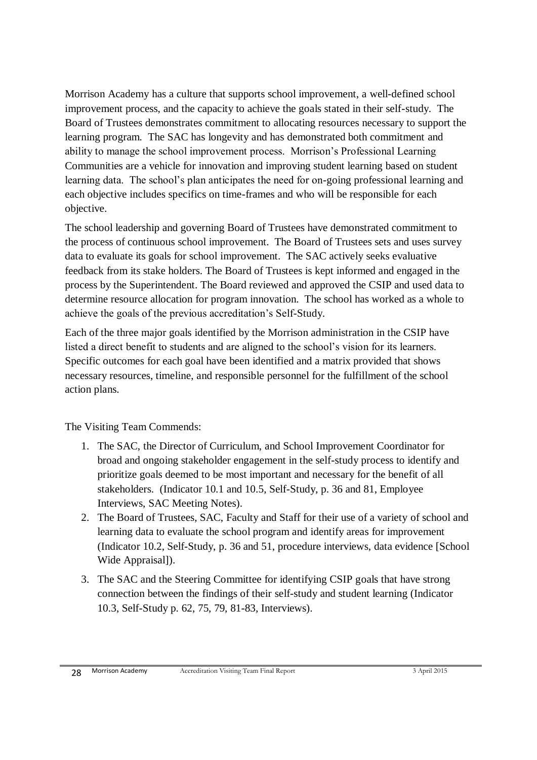Morrison Academy has a culture that supports school improvement, a well-defined school improvement process, and the capacity to achieve the goals stated in their self-study. The Board of Trustees demonstrates commitment to allocating resources necessary to support the learning program. The SAC has longevity and has demonstrated both commitment and ability to manage the school improvement process. Morrison's Professional Learning Communities are a vehicle for innovation and improving student learning based on student learning data. The school's plan anticipates the need for on-going professional learning and each objective includes specifics on time-frames and who will be responsible for each objective.

The school leadership and governing Board of Trustees have demonstrated commitment to the process of continuous school improvement. The Board of Trustees sets and uses survey data to evaluate its goals for school improvement. The SAC actively seeks evaluative feedback from its stake holders. The Board of Trustees is kept informed and engaged in the process by the Superintendent. The Board reviewed and approved the CSIP and used data to determine resource allocation for program innovation. The school has worked as a whole to achieve the goals of the previous accreditation's Self-Study.

Each of the three major goals identified by the Morrison administration in the CSIP have listed a direct benefit to students and are aligned to the school's vision for its learners. Specific outcomes for each goal have been identified and a matrix provided that shows necessary resources, timeline, and responsible personnel for the fulfillment of the school action plans.

The Visiting Team Commends:

1. The SAC, the Director of Curriculum, and School Improvement Coordinator for broad and ongoing stakeholder engagement in the self-study process to identify and prioritize goals deemed to be most important and necessary for the benefit of all stakeholders. (Indicator 10.1 and 10.5, Self-Study, p. 36 and 81, Employee Interviews, SAC Meeting Notes).
2. The Board of Trustees, SAC, Faculty and Staff for their use of a variety of school and learning data to evaluate the school program and identify areas for improvement (Indicator 10.2, Self-Study, p. 36 and 51, procedure interviews, data evidence [School Wide Appraisal]).
3. The SAC and the Steering Committee for identifying CSIP goals that have strong connection between the findings of their self-study and student learning (Indicator 10.3, Self-Study p. 62, 75, 79, 81-83, Interviews).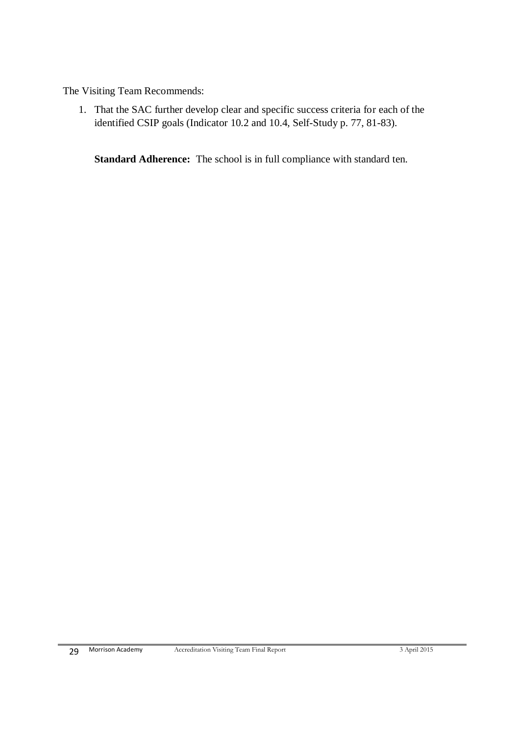The Visiting Team Recommends:

1. That the SAC further develop clear and specific success criteria for each of the identified CSIP goals (Indicator 10.2 and 10.4, Self-Study p. 77, 81-83).

**Standard Adherence:** The school is in full compliance with standard ten.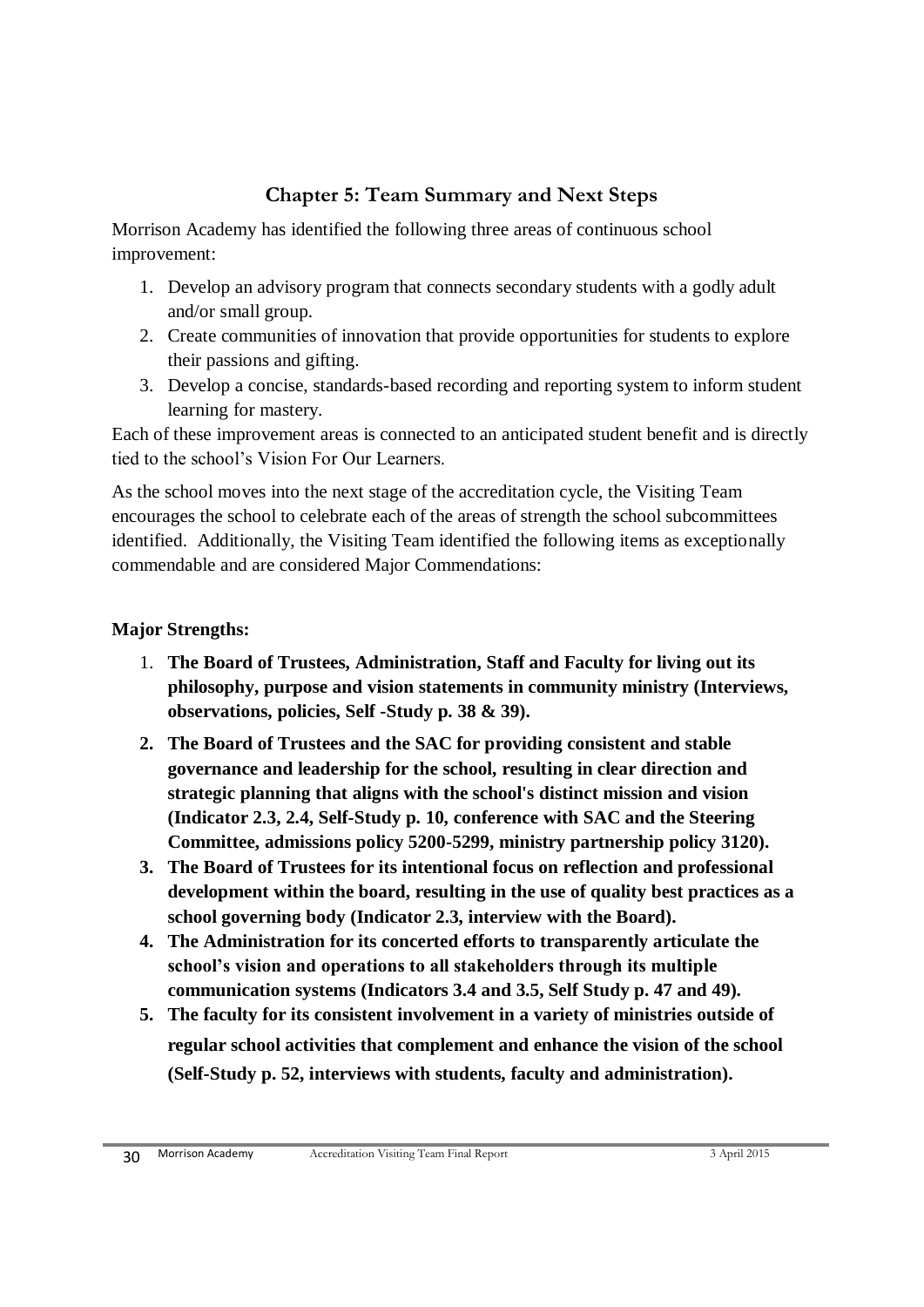## Chapter 5: Team Summary and Next Steps

Morrison Academy has identified the following three areas of continuous school improvement:

1. Develop an advisory program that connects secondary students with a godly adult and/or small group.
2. Create communities of innovation that provide opportunities for students to explore their passions and gifting.
3. Develop a concise, standards-based recording and reporting system to inform student learning for mastery.

Each of these improvement areas is connected to an anticipated student benefit and is directly tied to the school's Vision For Our Learners.

As the school moves into the next stage of the accreditation cycle, the Visiting Team encourages the school to celebrate each of the areas of strength the school subcommittees identified. Additionally, the Visiting Team identified the following items as exceptionally commendable and are considered Major Commendations:

**Major Strengths:**

1. **The Board of Trustees, Administration, Staff and Faculty for living out its philosophy, purpose and vision statements in community ministry (Interviews, observations, policies, Self -Study p. 38 & 39).**
2. **The Board of Trustees and the SAC for providing consistent and stable governance and leadership for the school, resulting in clear direction and strategic planning that aligns with the school's distinct mission and vision (Indicator 2.3, 2.4, Self-Study p. 10, conference with SAC and the Steering Committee, admissions policy 5200-5299, ministry partnership policy 3120).**
3. **The Board of Trustees for its intentional focus on reflection and professional development within the board, resulting in the use of quality best practices as a school governing body (Indicator 2.3, interview with the Board).**
4. **The Administration for its concerted efforts to transparently articulate the school's vision and operations to all stakeholders through its multiple communication systems (Indicators 3.4 and 3.5, Self Study p. 47 and 49).**
5. **The faculty for its consistent involvement in a variety of ministries outside of regular school activities that complement and enhance the vision of the school (Self-Study p. 52, interviews with students, faculty and administration).**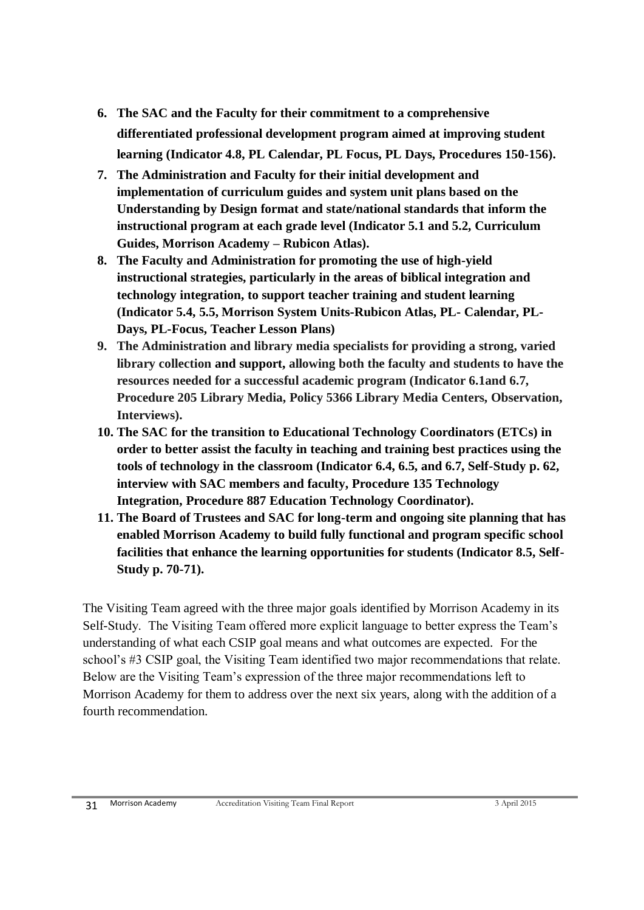6. **The SAC and the Faculty for their commitment to a comprehensive differentiated professional development program aimed at improving student learning (Indicator 4.8, PL Calendar, PL Focus, PL Days, Procedures 150-156).**
7. **The Administration and Faculty for their initial development and implementation of curriculum guides and system unit plans based on the Understanding by Design format and state/national standards that inform the instructional program at each grade level (Indicator 5.1 and 5.2, Curriculum Guides, Morrison Academy – Rubicon Atlas).**
8. **The Faculty and Administration for promoting the use of high-yield instructional strategies, particularly in the areas of biblical integration and technology integration, to support teacher training and student learning (Indicator 5.4, 5.5, Morrison System Units-Rubicon Atlas, PL- Calendar, PL-Days, PL-Focus, Teacher Lesson Plans)**
9. **The Administration and library media specialists for providing a strong, varied library collection and support, allowing both the faculty and students to have the resources needed for a successful academic program (Indicator 6.1and 6.7, Procedure 205 Library Media, Policy 5366 Library Media Centers, Observation, Interviews).**
10. **The SAC for the transition to Educational Technology Coordinators (ETCs) in order to better assist the faculty in teaching and training best practices using the tools of technology in the classroom (Indicator 6.4, 6.5, and 6.7, Self-Study p. 62, interview with SAC members and faculty, Procedure 135 Technology Integration, Procedure 887 Education Technology Coordinator).**
11. **The Board of Trustees and SAC for long-term and ongoing site planning that has enabled Morrison Academy to build fully functional and program specific school facilities that enhance the learning opportunities for students (Indicator 8.5, Self-Study p. 70-71).**

The Visiting Team agreed with the three major goals identified by Morrison Academy in its Self-Study. The Visiting Team offered more explicit language to better express the Team's understanding of what each CSIP goal means and what outcomes are expected. For the school's #3 CSIP goal, the Visiting Team identified two major recommendations that relate. Below are the Visiting Team's expression of the three major recommendations left to Morrison Academy for them to address over the next six years, along with the addition of a fourth recommendation.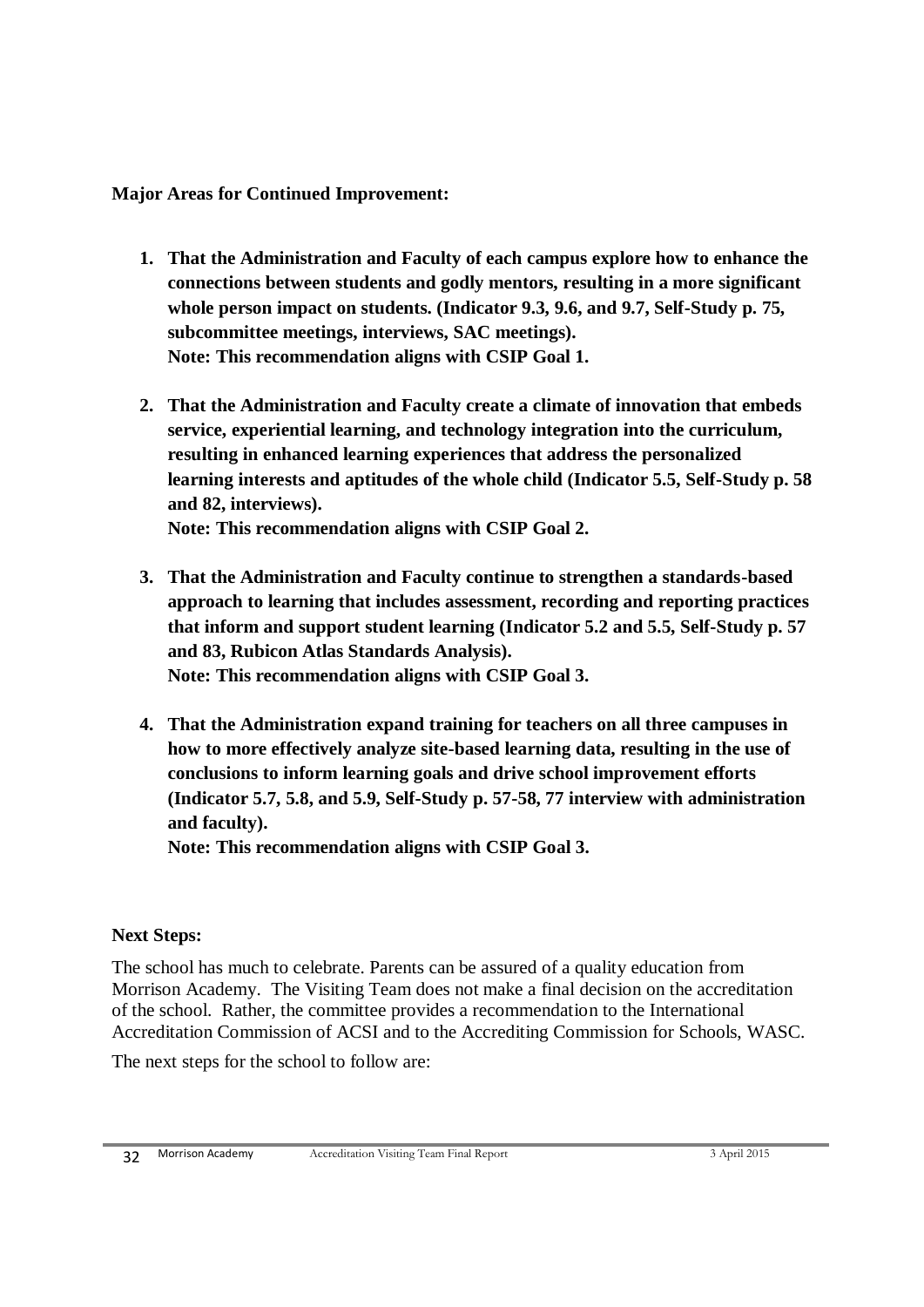**Major Areas for Continued Improvement:**

1. **That the Administration and Faculty of each campus explore how to enhance the connections between students and godly mentors, resulting in a more significant whole person impact on students. (Indicator 9.3, 9.6, and 9.7, Self-Study p. 75, subcommittee meetings, interviews, SAC meetings).**
   **Note: This recommendation aligns with CSIP Goal 1.**

2. **That the Administration and Faculty create a climate of innovation that embeds service, experiential learning, and technology integration into the curriculum, resulting in enhanced learning experiences that address the personalized learning interests and aptitudes of the whole child (Indicator 5.5, Self-Study p. 58 and 82, interviews).**
   **Note: This recommendation aligns with CSIP Goal 2.**

3. **That the Administration and Faculty continue to strengthen a standards-based approach to learning that includes assessment, recording and reporting practices that inform and support student learning (Indicator 5.2 and 5.5, Self-Study p. 57 and 83, Rubicon Atlas Standards Analysis).**
   **Note: This recommendation aligns with CSIP Goal 3.**

4. **That the Administration expand training for teachers on all three campuses in how to more effectively analyze site-based learning data, resulting in the use of conclusions to inform learning goals and drive school improvement efforts (Indicator 5.7, 5.8, and 5.9, Self-Study p. 57-58, 77 interview with administration and faculty).**
   **Note: This recommendation aligns with CSIP Goal 3.**

**Next Steps:**

The school has much to celebrate. Parents can be assured of a quality education from Morrison Academy. The Visiting Team does not make a final decision on the accreditation of the school. Rather, the committee provides a recommendation to the International Accreditation Commission of ACSI and to the Accrediting Commission for Schools, WASC.

The next steps for the school to follow are: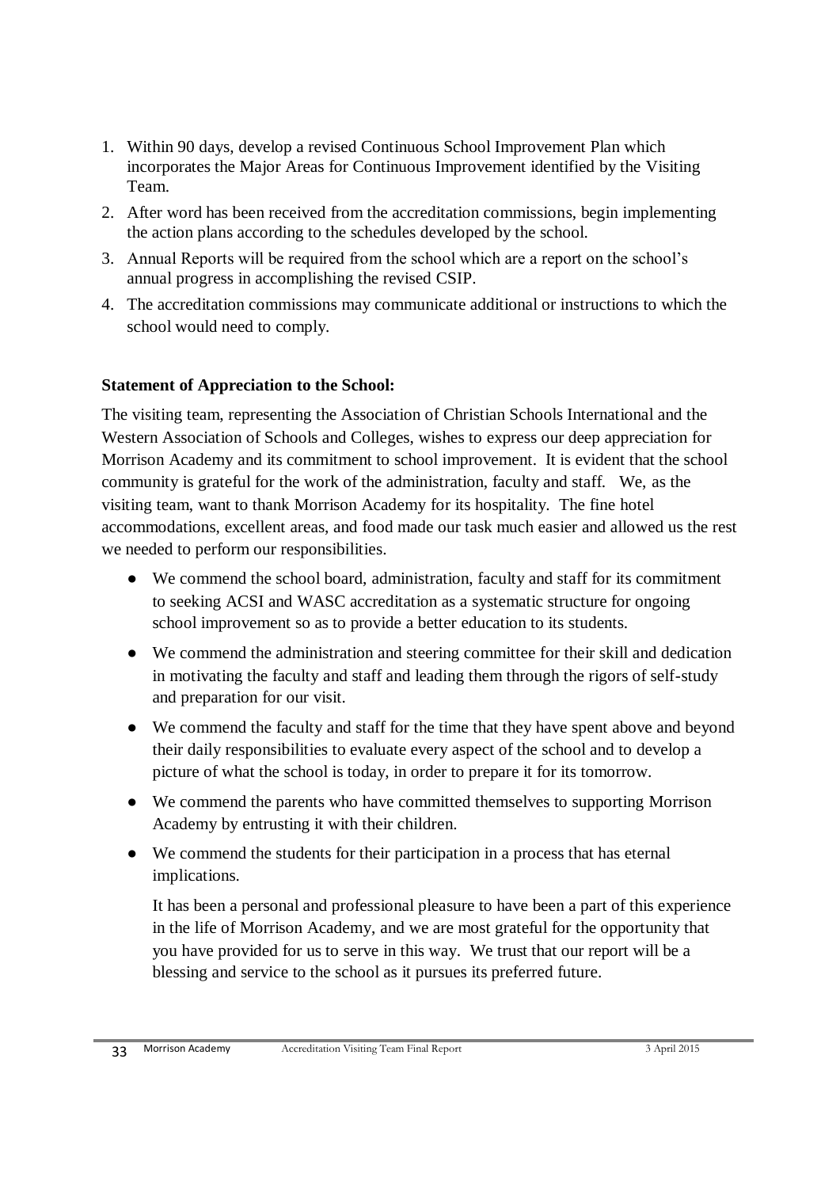1. Within 90 days, develop a revised Continuous School Improvement Plan which incorporates the Major Areas for Continuous Improvement identified by the Visiting Team.
2. After word has been received from the accreditation commissions, begin implementing the action plans according to the schedules developed by the school.
3. Annual Reports will be required from the school which are a report on the school's annual progress in accomplishing the revised CSIP.
4. The accreditation commissions may communicate additional or instructions to which the school would need to comply.

**Statement of Appreciation to the School:**

The visiting team, representing the Association of Christian Schools International and the Western Association of Schools and Colleges, wishes to express our deep appreciation for Morrison Academy and its commitment to school improvement. It is evident that the school community is grateful for the work of the administration, faculty and staff. We, as the visiting team, want to thank Morrison Academy for its hospitality. The fine hotel accommodations, excellent areas, and food made our task much easier and allowed us the rest we needed to perform our responsibilities.

- We commend the school board, administration, faculty and staff for its commitment to seeking ACSI and WASC accreditation as a systematic structure for ongoing school improvement so as to provide a better education to its students.
- We commend the administration and steering committee for their skill and dedication in motivating the faculty and staff and leading them through the rigors of self-study and preparation for our visit.
- We commend the faculty and staff for the time that they have spent above and beyond their daily responsibilities to evaluate every aspect of the school and to develop a picture of what the school is today, in order to prepare it for its tomorrow.
- We commend the parents who have committed themselves to supporting Morrison Academy by entrusting it with their children.
- We commend the students for their participation in a process that has eternal implications.

  It has been a personal and professional pleasure to have been a part of this experience in the life of Morrison Academy, and we are most grateful for the opportunity that you have provided for us to serve in this way. We trust that our report will be a blessing and service to the school as it pursues its preferred future.